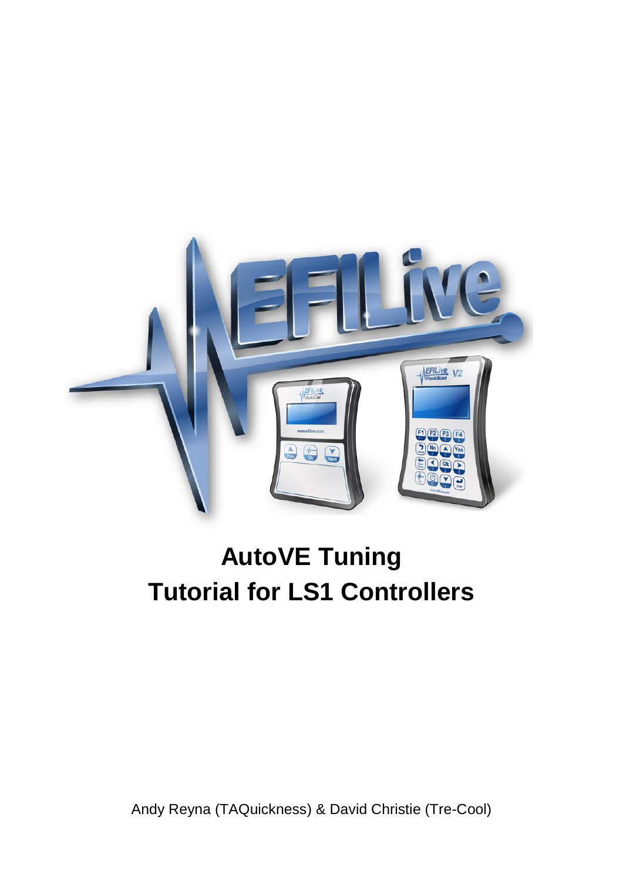# AutoVE Tuning
# Tutorial for LS1 Controllers

Andy Reyna (TAQuickness) & David Christie (Tre-Cool)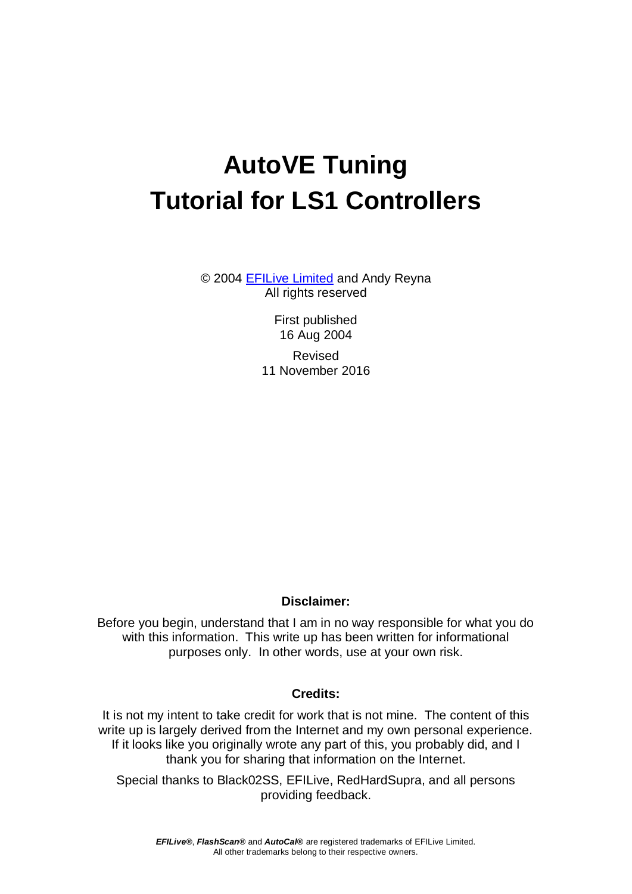# AutoVE Tuning
# Tutorial for LS1 Controllers

© 2004 [EFILive Limited](EFILive Limited) and Andy Reyna
All rights reserved

First published
16 Aug 2004

Revised
11 November 2016

**Disclaimer:**

Before you begin, understand that I am in no way responsible for what you do with this information. This write up has been written for informational purposes only. In other words, use at your own risk.

**Credits:**

It is not my intent to take credit for work that is not mine. The content of this write up is largely derived from the Internet and my own personal experience. If it looks like you originally wrote any part of this, you probably did, and I thank you for sharing that information on the Internet.

Special thanks to Black02SS, EFILive, RedHardSupra, and all persons providing feedback.

***EFILive®***, ***FlashScan®*** and ***AutoCal®*** are registered trademarks of EFILive Limited.
All other trademarks belong to their respective owners.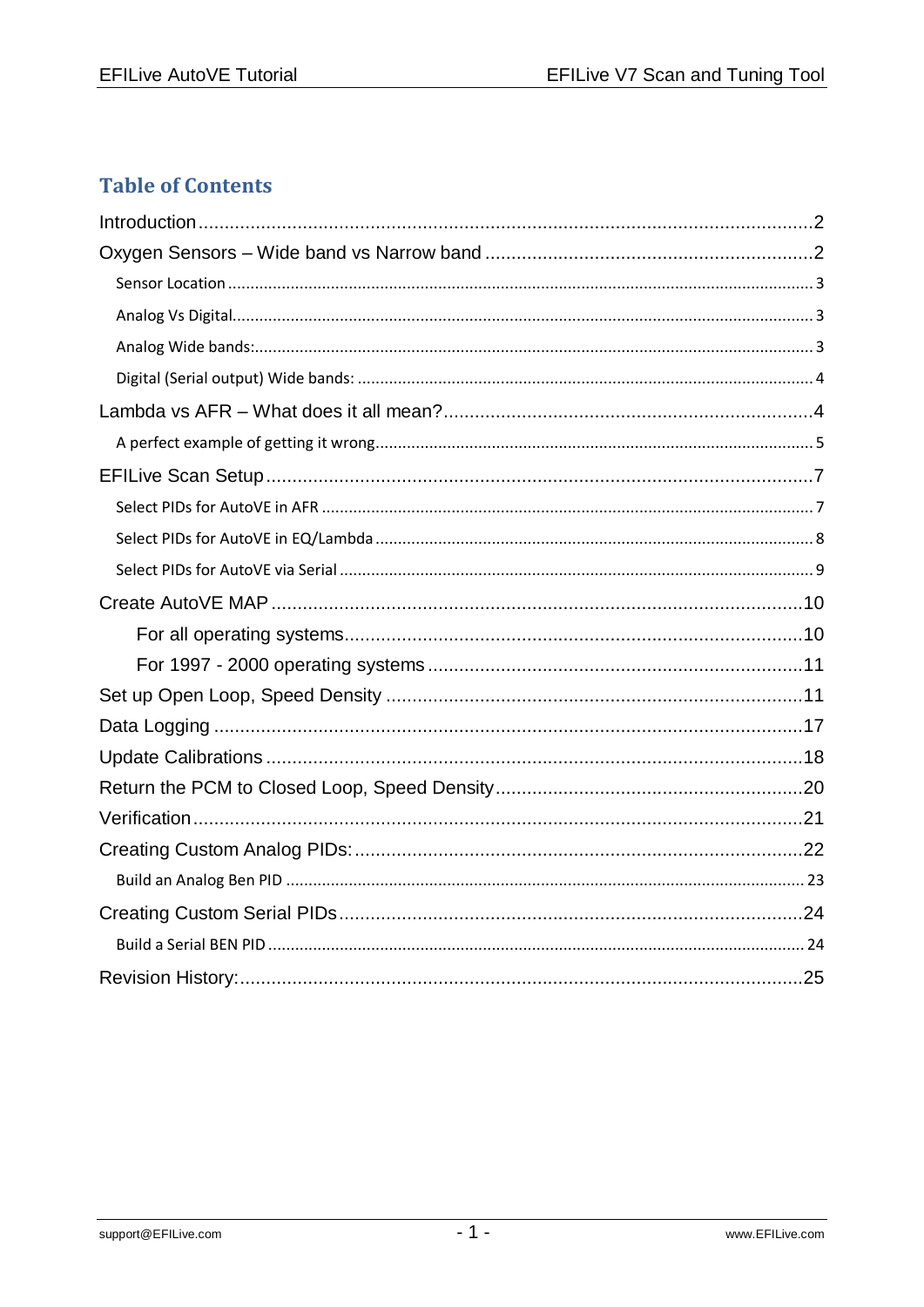# Table of Contents

- Introduction ... 2
- Oxygen Sensors – Wide band vs Narrow band ... 2
  - Sensor Location ... 3
  - Analog Vs Digital ... 3
  - Analog Wide bands: ... 3
  - Digital (Serial output) Wide bands: ... 4
- Lambda vs AFR – What does it all mean? ... 4
  - A perfect example of getting it wrong ... 5
- EFILive Scan Setup ... 7
  - Select PIDs for AutoVE in AFR ... 7
  - Select PIDs for AutoVE in EQ/Lambda ... 8
  - Select PIDs for AutoVE via Serial ... 9
- Create AutoVE MAP ... 10
  - For all operating systems ... 10
  - For 1997 - 2000 operating systems ... 11
- Set up Open Loop, Speed Density ... 11
- Data Logging ... 17
- Update Calibrations ... 18
- Return the PCM to Closed Loop, Speed Density ... 20
- Verification ... 21
- Creating Custom Analog PIDs: ... 22
  - Build an Analog Ben PID ... 23
- Creating Custom Serial PIDs ... 24
  - Build a Serial BEN PID ... 24
- Revision History: ... 25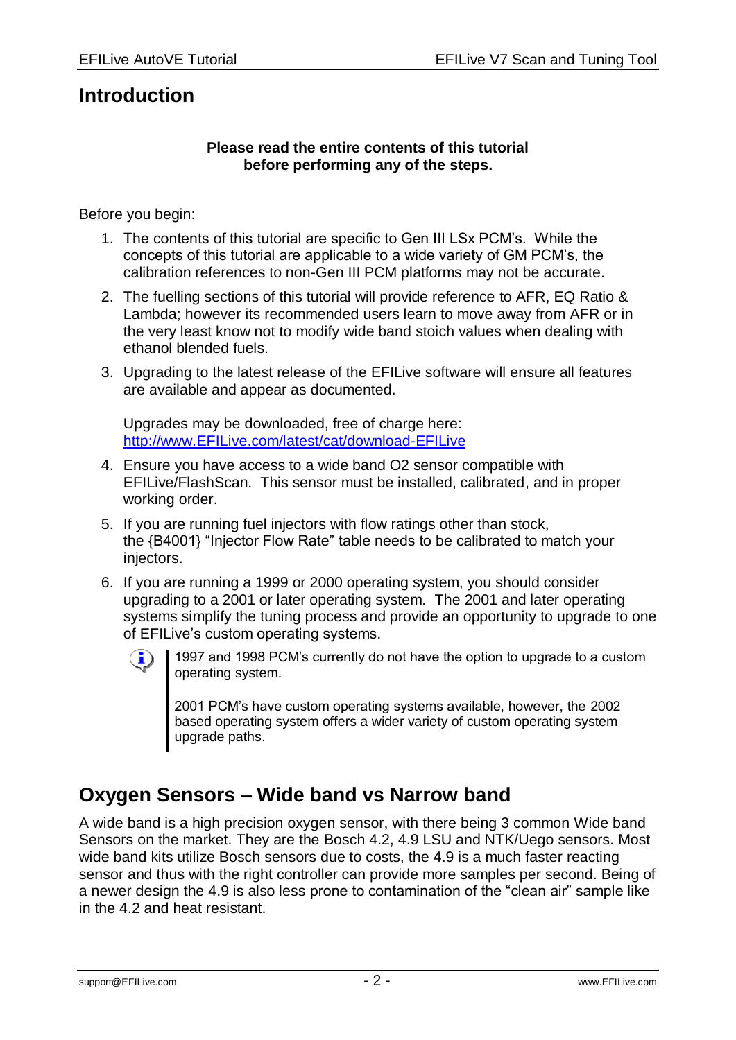# Introduction

**Please read the entire contents of this tutorial before performing any of the steps.**

Before you begin:

1. The contents of this tutorial are specific to Gen III LSx PCM's. While the concepts of this tutorial are applicable to a wide variety of GM PCM's, the calibration references to non-Gen III PCM platforms may not be accurate.
2. The fuelling sections of this tutorial will provide reference to AFR, EQ Ratio & Lambda; however its recommended users learn to move away from AFR or in the very least know not to modify wide band stoich values when dealing with ethanol blended fuels.
3. Upgrading to the latest release of the EFILive software will ensure all features are available and appear as documented.

   Upgrades may be downloaded, free of charge here: [http://www.EFILive.com/latest/cat/download-EFILive](http://www.EFILive.com/latest/cat/download-EFILive)
4. Ensure you have access to a wide band O2 sensor compatible with EFILive/FlashScan. This sensor must be installed, calibrated, and in proper working order.
5. If you are running fuel injectors with flow ratings other than stock, the {B4001} "Injector Flow Rate" table needs to be calibrated to match your injectors.
6. If you are running a 1999 or 2000 operating system, you should consider upgrading to a 2001 or later operating system. The 2001 and later operating systems simplify the tuning process and provide an opportunity to upgrade to one of EFILive's custom operating systems.

   > 1997 and 1998 PCM's currently do not have the option to upgrade to a custom operating system.
   >
   > 2001 PCM's have custom operating systems available, however, the 2002 based operating system offers a wider variety of custom operating system upgrade paths.

# Oxygen Sensors – Wide band vs Narrow band

A wide band is a high precision oxygen sensor, with there being 3 common Wide band Sensors on the market. They are the Bosch 4.2, 4.9 LSU and NTK/Uego sensors. Most wide band kits utilize Bosch sensors due to costs, the 4.9 is a much faster reacting sensor and thus with the right controller can provide more samples per second. Being of a newer design the 4.9 is also less prone to contamination of the "clean air" sample like in the 4.2 and heat resistant.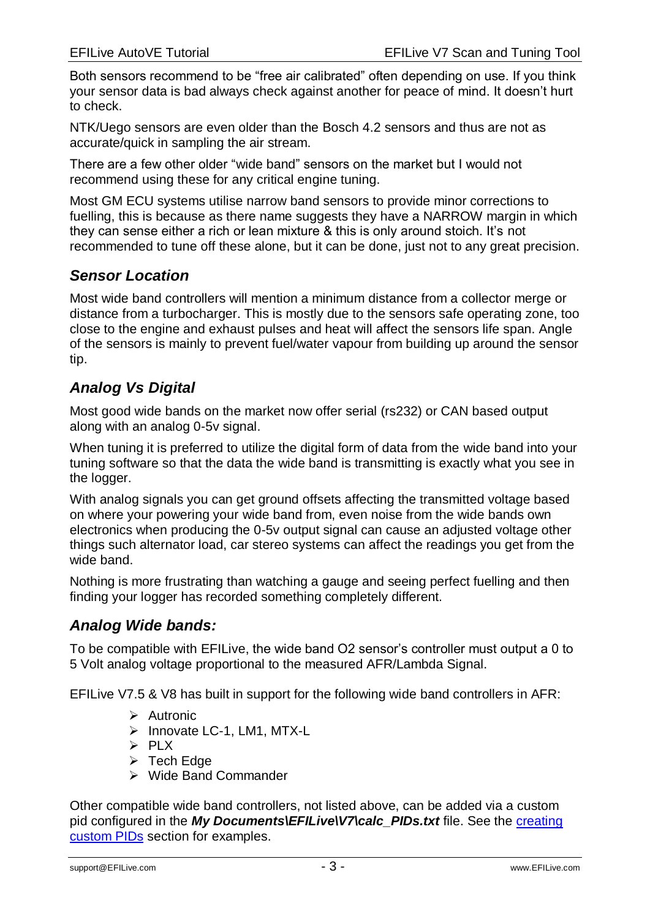Both sensors recommend to be "free air calibrated" often depending on use. If you think your sensor data is bad always check against another for peace of mind. It doesn't hurt to check.

NTK/Uego sensors are even older than the Bosch 4.2 sensors and thus are not as accurate/quick in sampling the air stream.

There are a few other older "wide band" sensors on the market but I would not recommend using these for any critical engine tuning.

Most GM ECU systems utilise narrow band sensors to provide minor corrections to fuelling, this is because as there name suggests they have a NARROW margin in which they can sense either a rich or lean mixture & this is only around stoich. It's not recommended to tune off these alone, but it can be done, just not to any great precision.

### *Sensor Location*

Most wide band controllers will mention a minimum distance from a collector merge or distance from a turbocharger. This is mostly due to the sensors safe operating zone, too close to the engine and exhaust pulses and heat will affect the sensors life span. Angle of the sensors is mainly to prevent fuel/water vapour from building up around the sensor tip.

### *Analog Vs Digital*

Most good wide bands on the market now offer serial (rs232) or CAN based output along with an analog 0-5v signal.

When tuning it is preferred to utilize the digital form of data from the wide band into your tuning software so that the data the wide band is transmitting is exactly what you see in the logger.

With analog signals you can get ground offsets affecting the transmitted voltage based on where your powering your wide band from, even noise from the wide bands own electronics when producing the 0-5v output signal can cause an adjusted voltage other things such alternator load, car stereo systems can affect the readings you get from the wide band.

Nothing is more frustrating than watching a gauge and seeing perfect fuelling and then finding your logger has recorded something completely different.

### *Analog Wide bands:*

To be compatible with EFILive, the wide band O2 sensor's controller must output a 0 to 5 Volt analog voltage proportional to the measured AFR/Lambda Signal.

EFILive V7.5 & V8 has built in support for the following wide band controllers in AFR:

- Autronic
- Innovate LC-1, LM1, MTX-L
- PLX
- Tech Edge
- Wide Band Commander

Other compatible wide band controllers, not listed above, can be added via a custom pid configured in the ***My Documents\EFILive\V7\calc_PIDs.txt*** file. See the creating custom PIDs section for examples.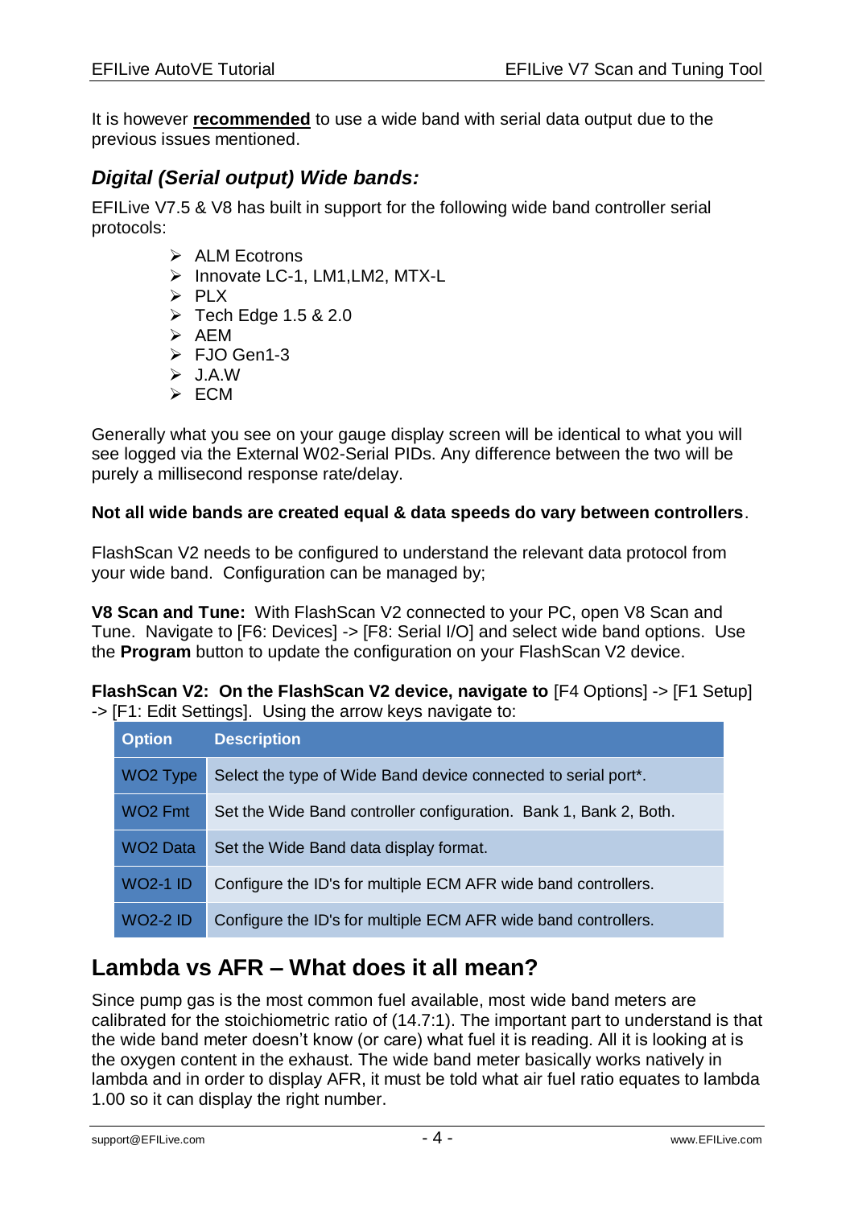It is however **recommended** to use a wide band with serial data output due to the previous issues mentioned.

## *Digital (Serial output) Wide bands:*

EFILive V7.5 & V8 has built in support for the following wide band controller serial protocols:

- ALM Ecotrons
- Innovate LC-1, LM1,LM2, MTX-L
- PLX
- Tech Edge 1.5 & 2.0
- AEM
- FJO Gen1-3
- J.A.W
- ECM

Generally what you see on your gauge display screen will be identical to what you will see logged via the External W02-Serial PIDs. Any difference between the two will be purely a millisecond response rate/delay.

**Not all wide bands are created equal & data speeds do vary between controllers**.

FlashScan V2 needs to be configured to understand the relevant data protocol from your wide band. Configuration can be managed by;

**V8 Scan and Tune:** With FlashScan V2 connected to your PC, open V8 Scan and Tune. Navigate to [F6: Devices] -> [F8: Serial I/O] and select wide band options. Use the **Program** button to update the configuration on your FlashScan V2 device.

**FlashScan V2: On the FlashScan V2 device, navigate to** [F4 Options] -> [F1 Setup] -> [F1: Edit Settings]. Using the arrow keys navigate to:

| Option | Description |
|---|---|
| WO2 Type | Select the type of Wide Band device connected to serial port*. |
| WO2 Fmt | Set the Wide Band controller configuration. Bank 1, Bank 2, Both. |
| WO2 Data | Set the Wide Band data display format. |
| WO2-1 ID | Configure the ID's for multiple ECM AFR wide band controllers. |
| WO2-2 ID | Configure the ID's for multiple ECM AFR wide band controllers. |

# Lambda vs AFR – What does it all mean?

Since pump gas is the most common fuel available, most wide band meters are calibrated for the stoichiometric ratio of (14.7:1). The important part to understand is that the wide band meter doesn't know (or care) what fuel it is reading. All it is looking at is the oxygen content in the exhaust. The wide band meter basically works natively in lambda and in order to display AFR, it must be told what air fuel ratio equates to lambda 1.00 so it can display the right number.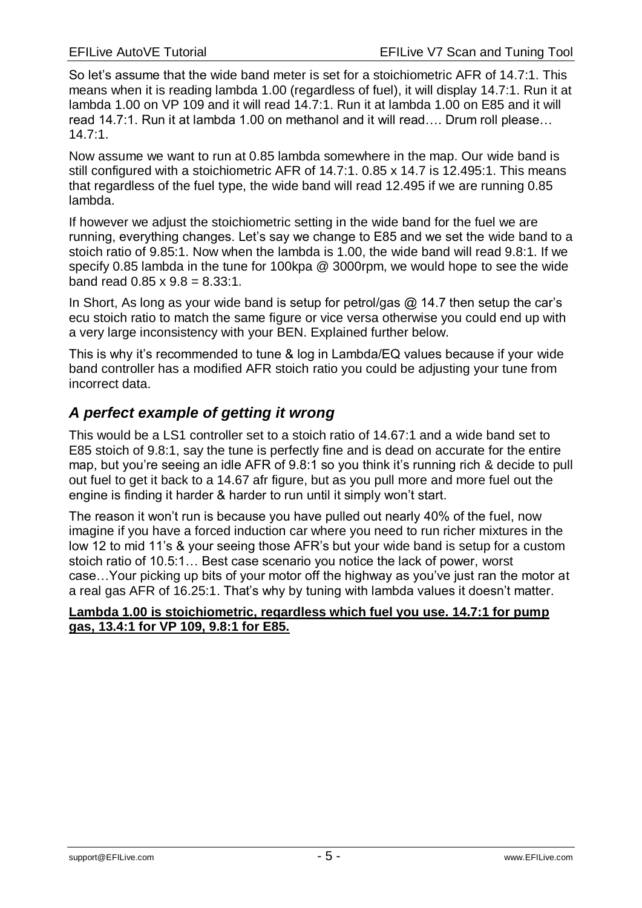So let's assume that the wide band meter is set for a stoichiometric AFR of 14.7:1. This means when it is reading lambda 1.00 (regardless of fuel), it will display 14.7:1. Run it at lambda 1.00 on VP 109 and it will read 14.7:1. Run it at lambda 1.00 on E85 and it will read 14.7:1. Run it at lambda 1.00 on methanol and it will read…. Drum roll please… 14.7:1.

Now assume we want to run at 0.85 lambda somewhere in the map. Our wide band is still configured with a stoichiometric AFR of 14.7:1. 0.85 x 14.7 is 12.495:1. This means that regardless of the fuel type, the wide band will read 12.495 if we are running 0.85 lambda.

If however we adjust the stoichiometric setting in the wide band for the fuel we are running, everything changes. Let's say we change to E85 and we set the wide band to a stoich ratio of 9.85:1. Now when the lambda is 1.00, the wide band will read 9.8:1. If we specify 0.85 lambda in the tune for 100kpa @ 3000rpm, we would hope to see the wide band read 0.85 x 9.8 = 8.33:1.

In Short, As long as your wide band is setup for petrol/gas @ 14.7 then setup the car's ecu stoich ratio to match the same figure or vice versa otherwise you could end up with a very large inconsistency with your BEN. Explained further below.

This is why it's recommended to tune & log in Lambda/EQ values because if your wide band controller has a modified AFR stoich ratio you could be adjusting your tune from incorrect data.

## *A perfect example of getting it wrong*

This would be a LS1 controller set to a stoich ratio of 14.67:1 and a wide band set to E85 stoich of 9.8:1, say the tune is perfectly fine and is dead on accurate for the entire map, but you're seeing an idle AFR of 9.8:1 so you think it's running rich & decide to pull out fuel to get it back to a 14.67 afr figure, but as you pull more and more fuel out the engine is finding it harder & harder to run until it simply won't start.

The reason it won't run is because you have pulled out nearly 40% of the fuel, now imagine if you have a forced induction car where you need to run richer mixtures in the low 12 to mid 11's & your seeing those AFR's but your wide band is setup for a custom stoich ratio of 10.5:1… Best case scenario you notice the lack of power, worst case…Your picking up bits of your motor off the highway as you've just ran the motor at a real gas AFR of 16.25:1. That's why by tuning with lambda values it doesn't matter.

**<u>Lambda 1.00 is stoichiometric, regardless which fuel you use. 14.7:1 for pump gas, 13.4:1 for VP 109, 9.8:1 for E85.</u>**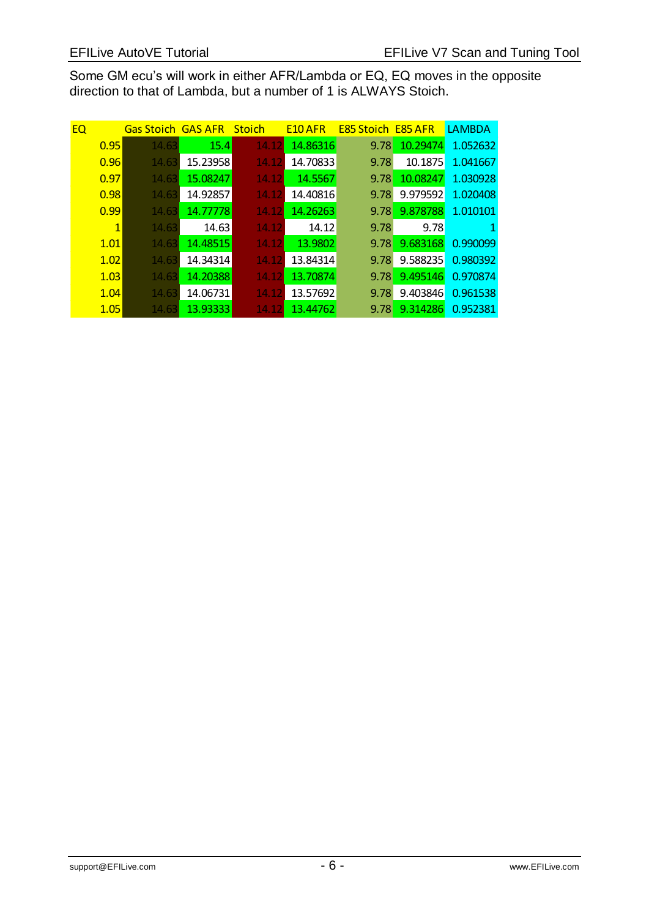Some GM ecu's will work in either AFR/Lambda or EQ, EQ moves in the opposite direction to that of Lambda, but a number of 1 is ALWAYS Stoich.

| EQ | Gas Stoich | GAS AFR | Stoich | E10 AFR | E85 Stoich | E85 AFR | LAMBDA |
|---|---|---|---|---|---|---|---|
| 0.95 | 14.63 | 15.4 | 14.12 | 14.86316 | 9.78 | 10.29474 | 1.052632 |
| 0.96 | 14.63 | 15.23958 | 14.12 | 14.70833 | 9.78 | 10.1875 | 1.041667 |
| 0.97 | 14.63 | 15.08247 | 14.12 | 14.5567 | 9.78 | 10.08247 | 1.030928 |
| 0.98 | 14.63 | 14.92857 | 14.12 | 14.40816 | 9.78 | 9.979592 | 1.020408 |
| 0.99 | 14.63 | 14.77778 | 14.12 | 14.26263 | 9.78 | 9.878788 | 1.010101 |
| 1 | 14.63 | 14.63 | 14.12 | 14.12 | 9.78 | 9.78 | 1 |
| 1.01 | 14.63 | 14.48515 | 14.12 | 13.9802 | 9.78 | 9.683168 | 0.990099 |
| 1.02 | 14.63 | 14.34314 | 14.12 | 13.84314 | 9.78 | 9.588235 | 0.980392 |
| 1.03 | 14.63 | 14.20388 | 14.12 | 13.70874 | 9.78 | 9.495146 | 0.970874 |
| 1.04 | 14.63 | 14.06731 | 14.12 | 13.57692 | 9.78 | 9.403846 | 0.961538 |
| 1.05 | 14.63 | 13.93333 | 14.12 | 13.44762 | 9.78 | 9.314286 | 0.952381 |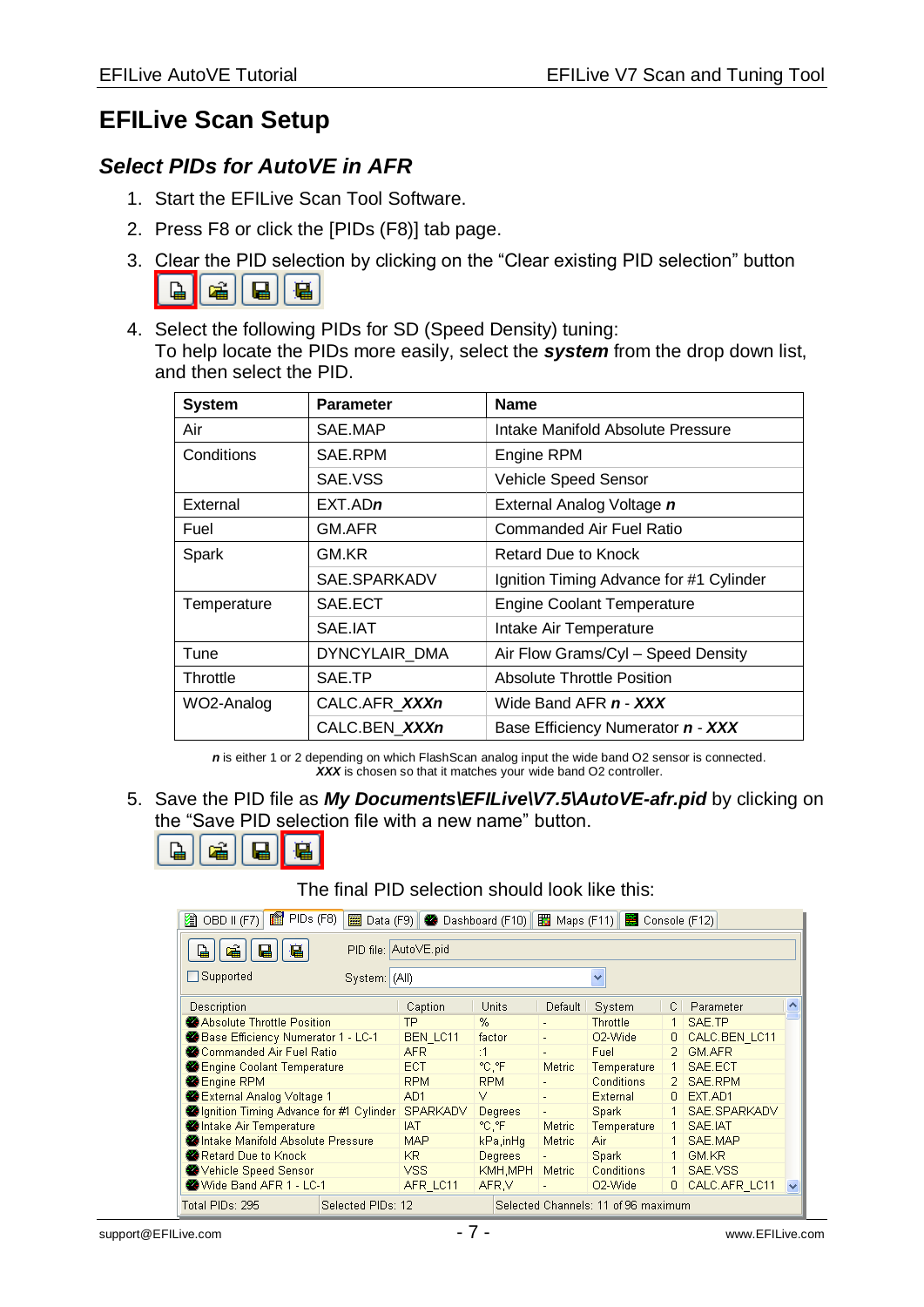# EFILive Scan Setup

## *Select PIDs for AutoVE in AFR*

1. Start the EFILive Scan Tool Software.
2. Press F8 or click the [PIDs (F8)] tab page.
3. Clear the PID selection by clicking on the “Clear existing PID selection” button
4. Select the following PIDs for SD (Speed Density) tuning:
   To help locate the PIDs more easily, select the ***system*** from the drop down list, and then select the PID.

| System | Parameter | Name |
|---|---|---|
| Air | SAE.MAP | Intake Manifold Absolute Pressure |
| Conditions | SAE.RPM | Engine RPM |
| | SAE.VSS | Vehicle Speed Sensor |
| External | EXT.AD***n*** | External Analog Voltage ***n*** |
| Fuel | GM.AFR | Commanded Air Fuel Ratio |
| Spark | GM.KR | Retard Due to Knock |
| | SAE.SPARKADV | Ignition Timing Advance for #1 Cylinder |
| Temperature | SAE.ECT | Engine Coolant Temperature |
| | SAE.IAT | Intake Air Temperature |
| Tune | DYNCYLAIR_DMA | Air Flow Grams/Cyl – Speed Density |
| Throttle | SAE.TP | Absolute Throttle Position |
| WO2-Analog | CALC.AFR_***XXXn*** | Wide Band AFR ***n*** - ***XXX*** |
| | CALC.BEN_***XXXn*** | Base Efficiency Numerator ***n*** - ***XXX*** |

***n*** is either 1 or 2 depending on which FlashScan analog input the wide band O2 sensor is connected.
***XXX*** is chosen so that it matches your wide band O2 controller.

5. Save the PID file as ***My Documents\EFILive\V7.5\AutoVE-afr.pid*** by clicking on the “Save PID selection file with a new name” button.

The final PID selection should look like this:

OBD II (F7) | PIDs (F8) | Data (F9) | Dashboard (F10) | Maps (F11) | Console (F12)

PID file: AutoVE.pid

Supported — System: (All)

| Description | Caption | Units | Default | System | C | Parameter |
|---|---|---|---|---|---|---|
| Absolute Throttle Position | TP | % | - | Throttle | 1 | SAE.TP |
| Base Efficiency Numerator 1 - LC-1 | BEN_LC11 | factor | - | O2-Wide | 0 | CALC.BEN_LC11 |
| Commanded Air Fuel Ratio | AFR | :1 | - | Fuel | 2 | GM.AFR |
| Engine Coolant Temperature | ECT | °C,°F | Metric | Temperature | 1 | SAE.ECT |
| Engine RPM | RPM | RPM | - | Conditions | 2 | SAE.RPM |
| External Analog Voltage 1 | AD1 | V | - | External | 0 | EXT.AD1 |
| Ignition Timing Advance for #1 Cylinder | SPARKADV | Degrees | - | Spark | 1 | SAE.SPARKADV |
| Intake Air Temperature | IAT | °C,°F | Metric | Temperature | 1 | SAE.IAT |
| Intake Manifold Absolute Pressure | MAP | kPa,inHg | Metric | Air | 1 | SAE.MAP |
| Retard Due to Knock | KR | Degrees | - | Spark | 1 | GM.KR |
| Vehicle Speed Sensor | VSS | KMH,MPH | Metric | Conditions | 1 | SAE.VSS |
| Wide Band AFR 1 - LC-1 | AFR_LC11 | AFR,V | - | O2-Wide | 0 | CALC.AFR_LC11 |

Total PIDs: 295 | Selected PIDs: 12 | Selected Channels: 11 of 96 maximum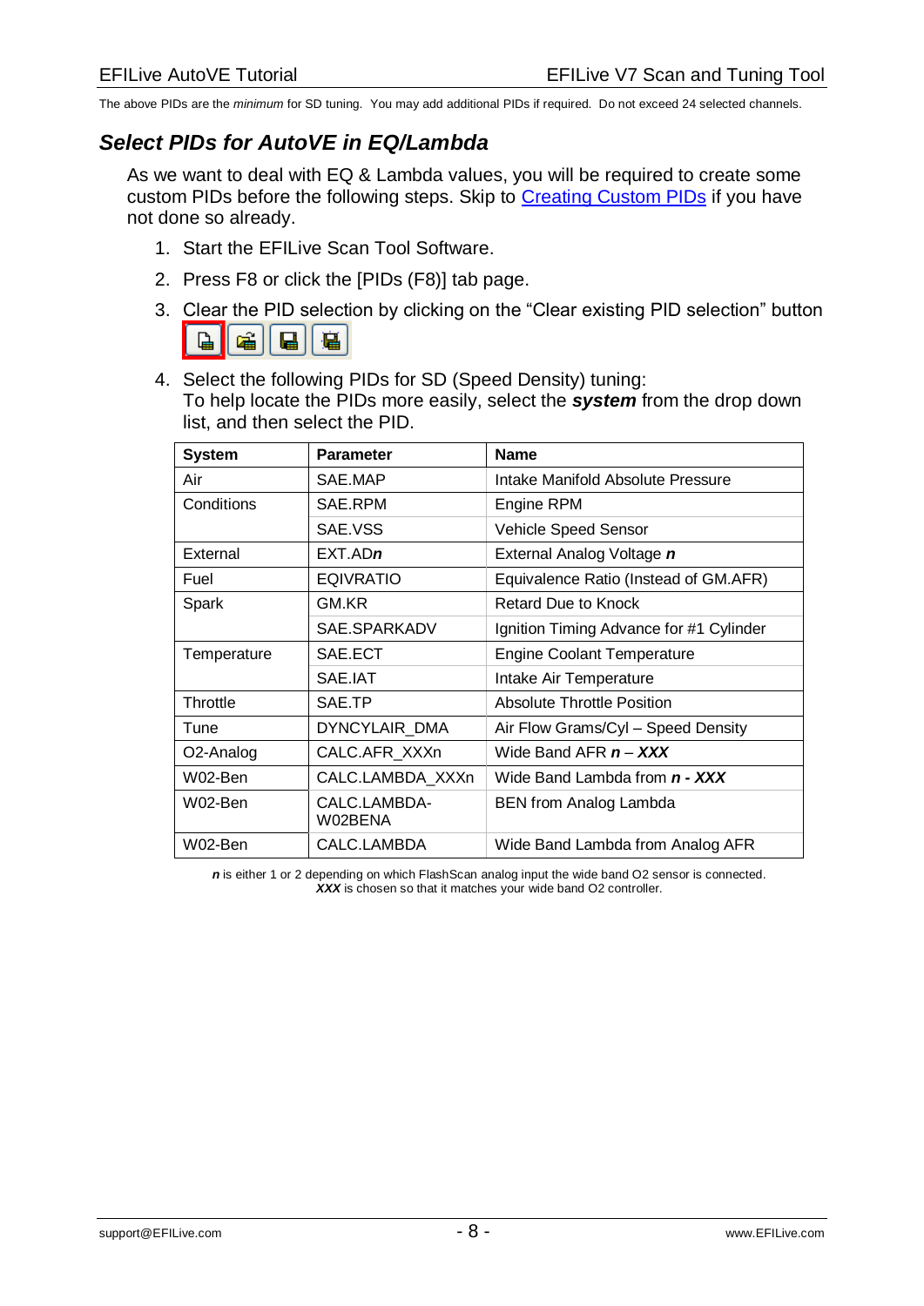The above PIDs are the *minimum* for SD tuning. You may add additional PIDs if required. Do not exceed 24 selected channels.

## *Select PIDs for AutoVE in EQ/Lambda*

As we want to deal with EQ & Lambda values, you will be required to create some custom PIDs before the following steps. Skip to Creating Custom PIDs if you have not done so already.

1. Start the EFILive Scan Tool Software.
2. Press F8 or click the [PIDs (F8)] tab page.
3. Clear the PID selection by clicking on the "Clear existing PID selection" button
4. Select the following PIDs for SD (Speed Density) tuning:
   To help locate the PIDs more easily, select the ***system*** from the drop down list, and then select the PID.

| System | Parameter | Name |
|---|---|---|
| Air | SAE.MAP | Intake Manifold Absolute Pressure |
| Conditions | SAE.RPM | Engine RPM |
| | SAE.VSS | Vehicle Speed Sensor |
| External | EXT.AD***n*** | External Analog Voltage ***n*** |
| Fuel | EQIVRATIO | Equivalence Ratio (Instead of GM.AFR) |
| Spark | GM.KR | Retard Due to Knock |
| | SAE.SPARKADV | Ignition Timing Advance for #1 Cylinder |
| Temperature | SAE.ECT | Engine Coolant Temperature |
| | SAE.IAT | Intake Air Temperature |
| Throttle | SAE.TP | Absolute Throttle Position |
| Tune | DYNCYLAIR_DMA | Air Flow Grams/Cyl – Speed Density |
| O2-Analog | CALC.AFR_XXXn | Wide Band AFR ***n*** – ***XXX*** |
| W02-Ben | CALC.LAMBDA_XXXn | Wide Band Lambda from ***n - XXX*** |
| W02-Ben | CALC.LAMBDA-W02BENA | BEN from Analog Lambda |
| W02-Ben | CALC.LAMBDA | Wide Band Lambda from Analog AFR |

***n*** is either 1 or 2 depending on which FlashScan analog input the wide band O2 sensor is connected.
***XXX*** is chosen so that it matches your wide band O2 controller.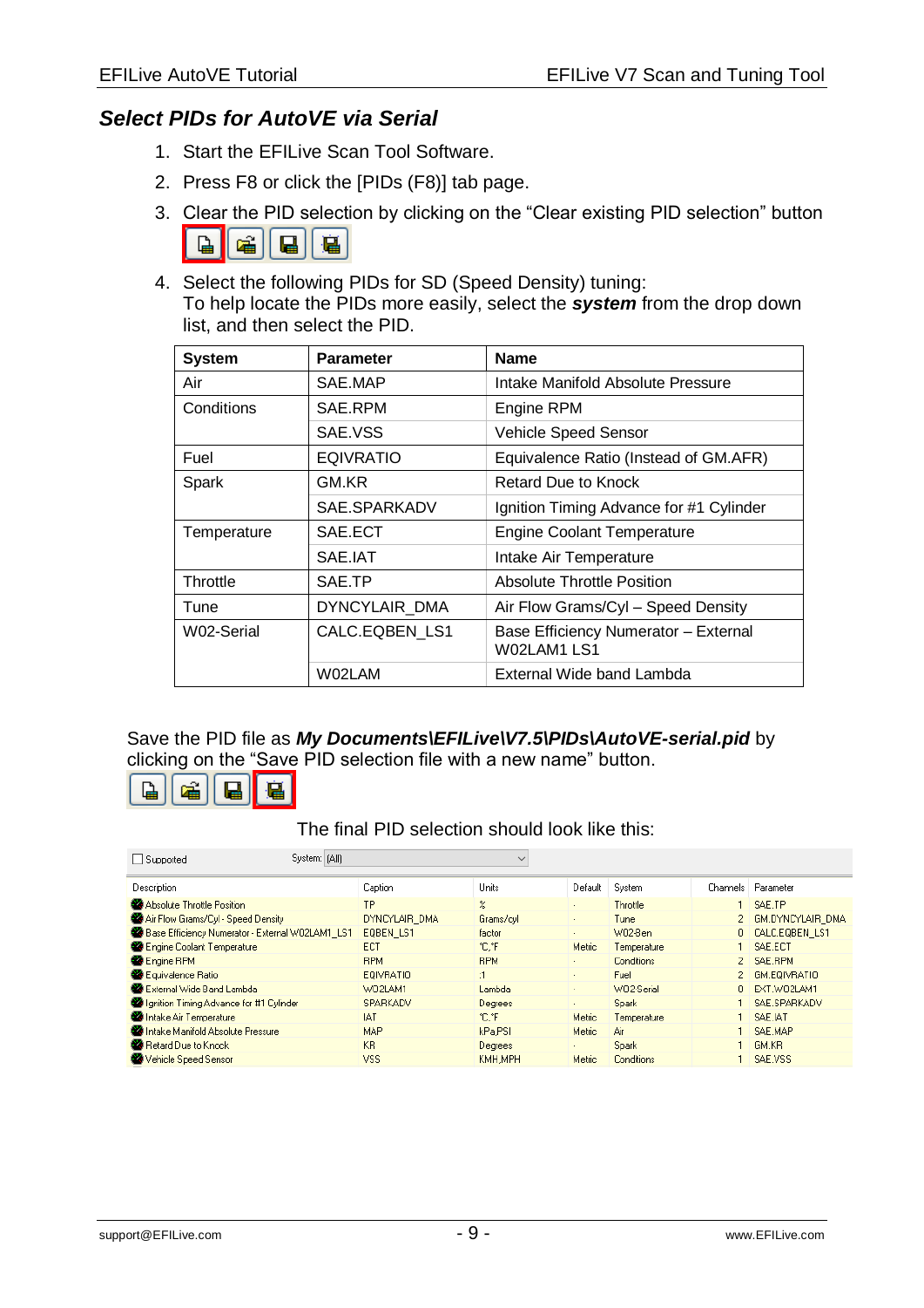## *Select PIDs for AutoVE via Serial*

1. Start the EFILive Scan Tool Software.
2. Press F8 or click the [PIDs (F8)] tab page.
3. Clear the PID selection by clicking on the "Clear existing PID selection" button
4. Select the following PIDs for SD (Speed Density) tuning:
   To help locate the PIDs more easily, select the ***system*** from the drop down list, and then select the PID.

| System | Parameter | Name |
|---|---|---|
| Air | SAE.MAP | Intake Manifold Absolute Pressure |
| Conditions | SAE.RPM | Engine RPM |
| | SAE.VSS | Vehicle Speed Sensor |
| Fuel | EQIVRATIO | Equivalence Ratio (Instead of GM.AFR) |
| Spark | GM.KR | Retard Due to Knock |
| | SAE.SPARKADV | Ignition Timing Advance for #1 Cylinder |
| Temperature | SAE.ECT | Engine Coolant Temperature |
| | SAE.IAT | Intake Air Temperature |
| Throttle | SAE.TP | Absolute Throttle Position |
| Tune | DYNCYLAIR_DMA | Air Flow Grams/Cyl – Speed Density |
| W02-Serial | CALC.EQBEN_LS1 | Base Efficiency Numerator – External W02LAM1 LS1 |
| | W02LAM | External Wide band Lambda |

Save the PID file as ***My Documents\EFILive\V7.5\PIDs\AutoVE-serial.pid*** by clicking on the "Save PID selection file with a new name" button.

The final PID selection should look like this:

☐ Supported    System: (All)

| Description | Caption | Units | Default | System | Channels | Parameter |
|---|---|---|---|---|---|---|
| Absolute Throttle Position | TP | % | - | Throttle | 1 | SAE.TP |
| Air Flow Grams/Cyl - Speed Density | DYNCYLAIR_DMA | Grams/cyl | - | Tune | 2 | GM.DYNCYLAIR_DMA |
| Base Efficiency Numerator - External W02LAM1_LS1 | EQBEN_LS1 | factor | - | W02-Ben | 0 | CALC.EQBEN_LS1 |
| Engine Coolant Temperature | ECT | °C,°F | Metric | Temperature | 1 | SAE.ECT |
| Engine RPM | RPM | RPM | - | Conditions | 2 | SAE.RPM |
| Equivalence Ratio | EQIVRATIO | :1 | - | Fuel | 2 | GM.EQIVRATIO |
| External Wide Band Lambda | WO2LAM1 | Lambda | - | WO2 Serial | 0 | EXT.WO2LAM1 |
| Ignition Timing Advance for #1 Cylinder | SPARKADV | Degrees | - | Spark | 1 | SAE.SPARKADV |
| Intake Air Temperature | IAT | °C,°F | Metric | Temperature | 1 | SAE.IAT |
| Intake Manifold Absolute Pressure | MAP | kPa,PSI | Metric | Air | 1 | SAE.MAP |
| Retard Due to Knock | KR | Degrees | - | Spark | 1 | GM.KR |
| Vehicle Speed Sensor | VSS | KMH,MPH | Metric | Conditions | 1 | SAE.VSS |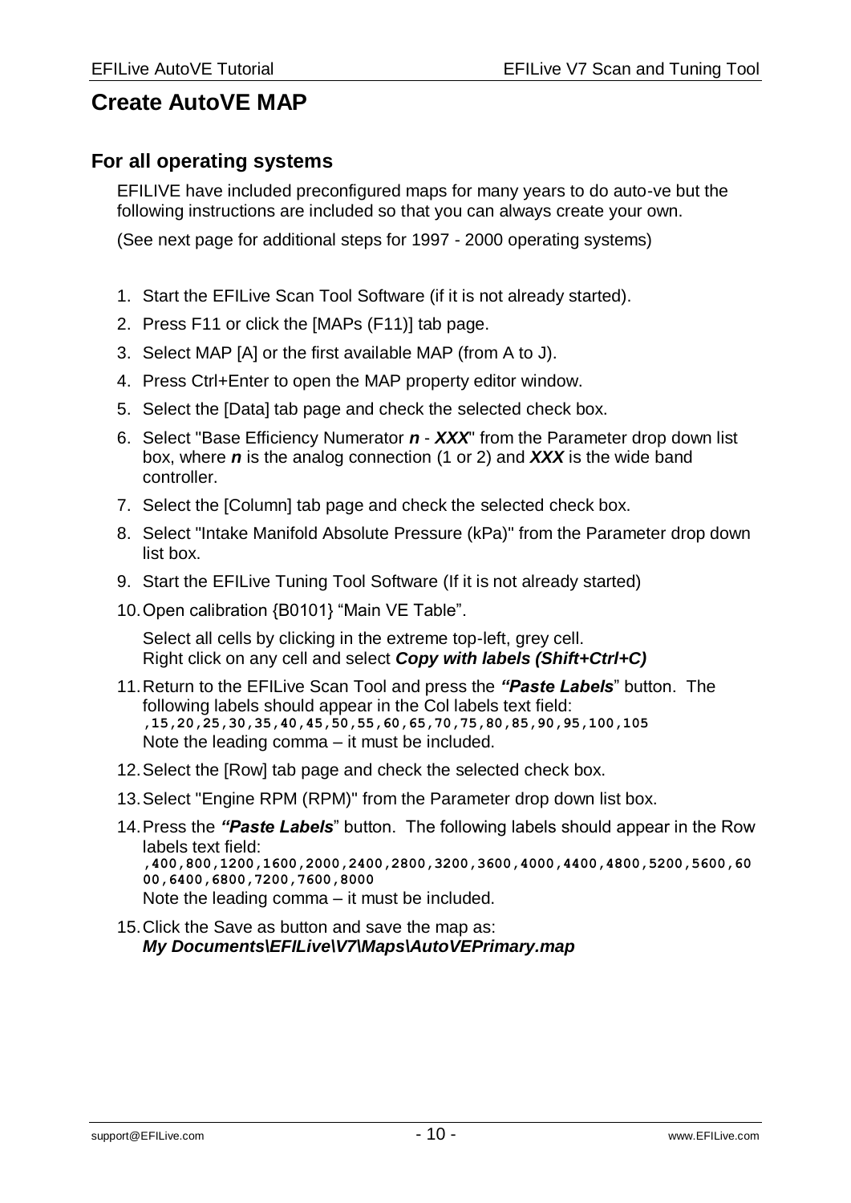# Create AutoVE MAP

## For all operating systems

EFILIVE have included preconfigured maps for many years to do auto-ve but the following instructions are included so that you can always create your own.

(See next page for additional steps for 1997 - 2000 operating systems)

1. Start the EFILive Scan Tool Software (if it is not already started).
2. Press F11 or click the [MAPs (F11)] tab page.
3. Select MAP [A] or the first available MAP (from A to J).
4. Press Ctrl+Enter to open the MAP property editor window.
5. Select the [Data] tab page and check the selected check box.
6. Select "Base Efficiency Numerator ***n*** - ***XXX***" from the Parameter drop down list box, where ***n*** is the analog connection (1 or 2) and ***XXX*** is the wide band controller.
7. Select the [Column] tab page and check the selected check box.
8. Select "Intake Manifold Absolute Pressure (kPa)" from the Parameter drop down list box.
9. Start the EFILive Tuning Tool Software (If it is not already started)
10. Open calibration {B0101} “Main VE Table”.

    Select all cells by clicking in the extreme top-left, grey cell.
    Right click on any cell and select ***Copy with labels (Shift+Ctrl+C)***
11. Return to the EFILive Scan Tool and press the ***“Paste Labels***” button. The following labels should appear in the Col labels text field:
    `,15,20,25,30,35,40,45,50,55,60,65,70,75,80,85,90,95,100,105`
    Note the leading comma – it must be included.
12. Select the [Row] tab page and check the selected check box.
13. Select "Engine RPM (RPM)" from the Parameter drop down list box.
14. Press the ***“Paste Labels***” button. The following labels should appear in the Row labels text field:
    `,400,800,1200,1600,2000,2400,2800,3200,3600,4000,4400,4800,5200,5600,6000,6400,6800,7200,7600,8000`
    Note the leading comma – it must be included.
15. Click the Save as button and save the map as:
    ***My Documents\EFILive\V7\Maps\AutoVEPrimary.map***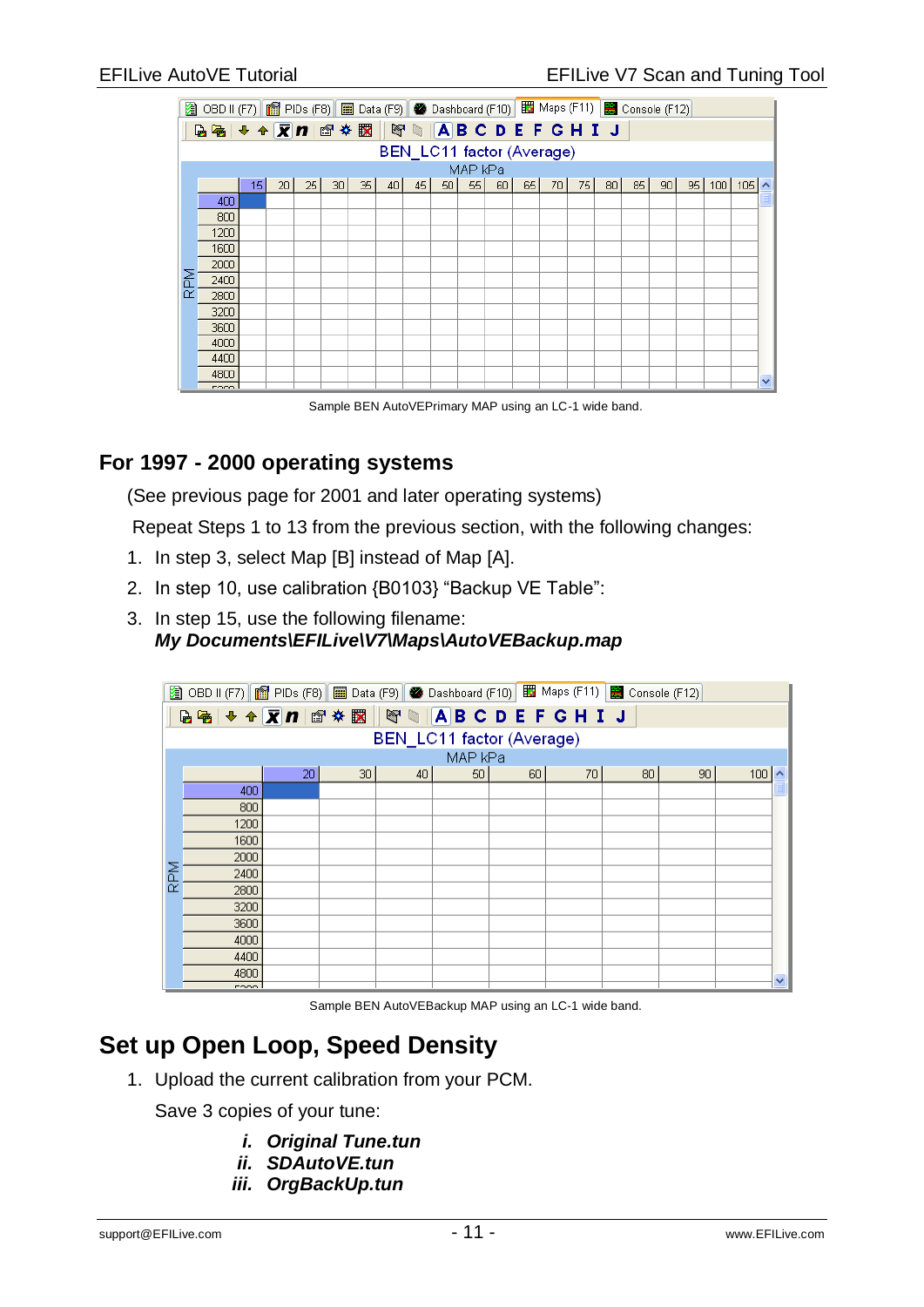Sample BEN AutoVEPrimary MAP using an LC-1 wide band.

## For 1997 - 2000 operating systems

(See previous page for 2001 and later operating systems)

Repeat Steps 1 to 13 from the previous section, with the following changes:

1. In step 3, select Map [B] instead of Map [A].
2. In step 10, use calibration {B0103} “Backup VE Table”:
3. In step 15, use the following filename:
   ***My Documents\EFILive\V7\Maps\AutoVEBackup.map***

Sample BEN AutoVEBackup MAP using an LC-1 wide band.

# Set up Open Loop, Speed Density

1. Upload the current calibration from your PCM.

   Save 3 copies of your tune:

   ***i. Original Tune.tun***
   ***ii. SDAutoVE.tun***
   ***iii. OrgBackUp.tun***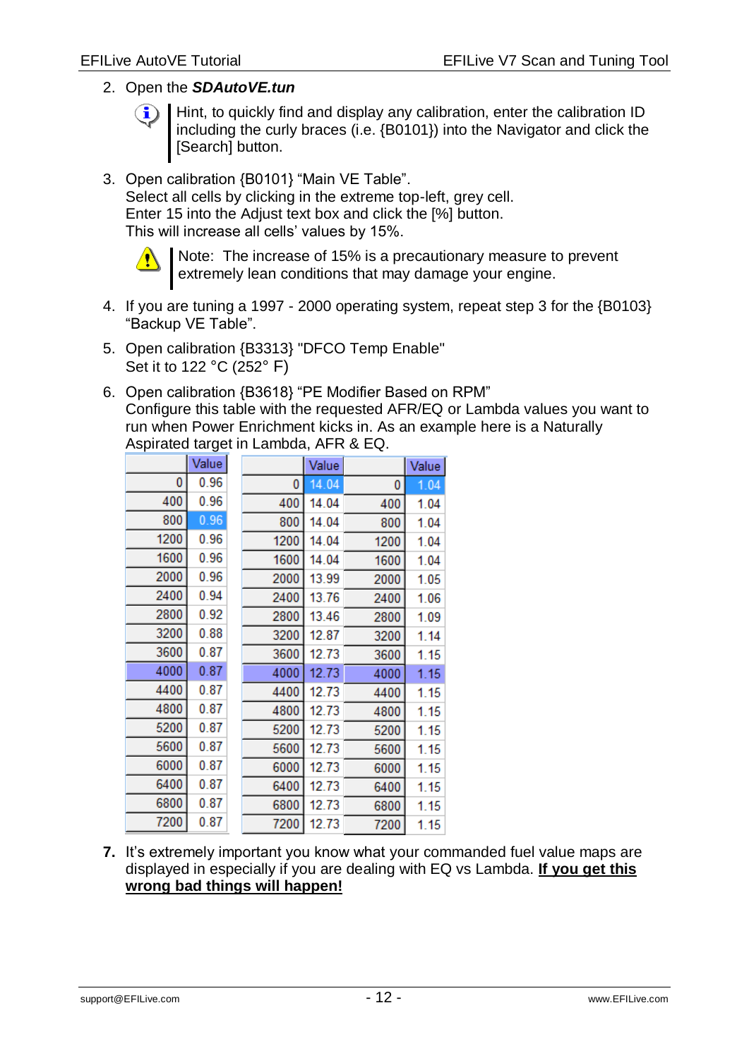2. Open the ***SDAutoVE.tun***

   Hint, to quickly find and display any calibration, enter the calibration ID including the curly braces (i.e. {B0101}) into the Navigator and click the [Search] button.

3. Open calibration {B0101} "Main VE Table".
   Select all cells by clicking in the extreme top-left, grey cell.
   Enter 15 into the Adjust text box and click the [%] button.
   This will increase all cells' values by 15%.

   Note: The increase of 15% is a precautionary measure to prevent extremely lean conditions that may damage your engine.

4. If you are tuning a 1997 - 2000 operating system, repeat step 3 for the {B0103} "Backup VE Table".

5. Open calibration {B3313} "DFCO Temp Enable"
   Set it to 122 °C (252° F)

6. Open calibration {B3618} "PE Modifier Based on RPM"
   Configure this table with the requested AFR/EQ or Lambda values you want to run when Power Enrichment kicks in. As an example here is a Naturally Aspirated target in Lambda, AFR & EQ.

|  | Value |
|---|---|
| 0 | 0.96 |
| 400 | 0.96 |
| 800 | 0.96 |
| 1200 | 0.96 |
| 1600 | 0.96 |
| 2000 | 0.96 |
| 2400 | 0.94 |
| 2800 | 0.92 |
| 3200 | 0.88 |
| 3600 | 0.87 |
| 4000 | 0.87 |
| 4400 | 0.87 |
| 4800 | 0.87 |
| 5200 | 0.87 |
| 5600 | 0.87 |
| 6000 | 0.87 |
| 6400 | 0.87 |
| 6800 | 0.87 |
| 7200 | 0.87 |

|  | Value |
|---|---|
| 0 | 14.04 |
| 400 | 14.04 |
| 800 | 14.04 |
| 1200 | 14.04 |
| 1600 | 14.04 |
| 2000 | 13.99 |
| 2400 | 13.76 |
| 2800 | 13.46 |
| 3200 | 12.87 |
| 3600 | 12.73 |
| 4000 | 12.73 |
| 4400 | 12.73 |
| 4800 | 12.73 |
| 5200 | 12.73 |
| 5600 | 12.73 |
| 6000 | 12.73 |
| 6400 | 12.73 |
| 6800 | 12.73 |
| 7200 | 12.73 |

|  | Value |
|---|---|
| 0 | 1.04 |
| 400 | 1.04 |
| 800 | 1.04 |
| 1200 | 1.04 |
| 1600 | 1.04 |
| 2000 | 1.05 |
| 2400 | 1.06 |
| 2800 | 1.09 |
| 3200 | 1.14 |
| 3600 | 1.15 |
| 4000 | 1.15 |
| 4400 | 1.15 |
| 4800 | 1.15 |
| 5200 | 1.15 |
| 5600 | 1.15 |
| 6000 | 1.15 |
| 6400 | 1.15 |
| 6800 | 1.15 |
| 7200 | 1.15 |

**7.** It's extremely important you know what your commanded fuel value maps are displayed in especially if you are dealing with EQ vs Lambda. **If you get this wrong bad things will happen!**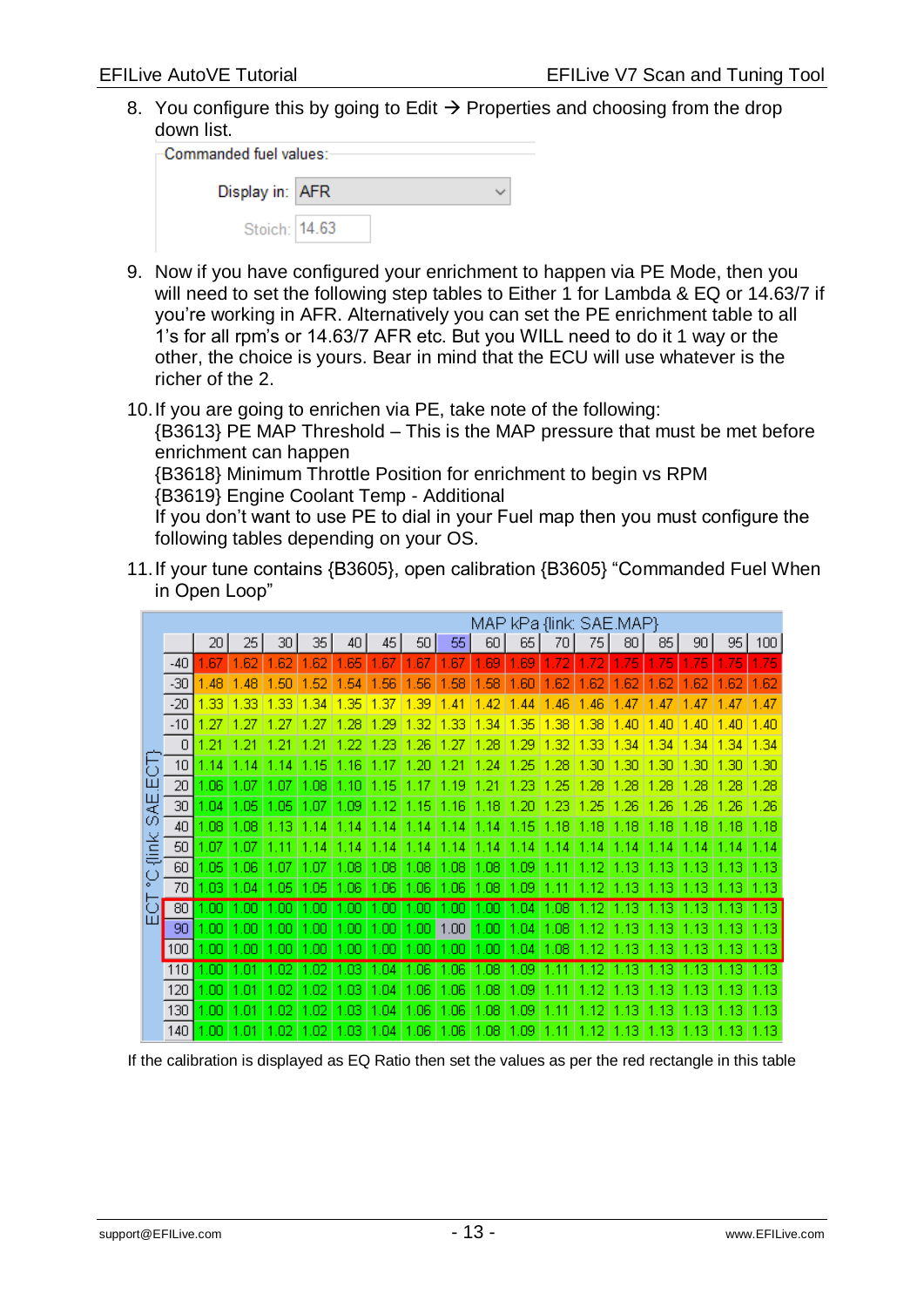8. You configure this by going to Edit → Properties and choosing from the drop down list.

   Commanded fuel values:

   Display in: AFR

   Stoich: 14.63

9. Now if you have configured your enrichment to happen via PE Mode, then you will need to set the following step tables to Either 1 for Lambda & EQ or 14.63/7 if you're working in AFR. Alternatively you can set the PE enrichment table to all 1's for all rpm's or 14.63/7 AFR etc. But you WILL need to do it 1 way or the other, the choice is yours. Bear in mind that the ECU will use whatever is the richer of the 2.

10. If you are going to enrichen via PE, take note of the following:
    {B3613} PE MAP Threshold – This is the MAP pressure that must be met before enrichment can happen
    {B3618} Minimum Throttle Position for enrichment to begin vs RPM
    {B3619} Engine Coolant Temp - Additional
    If you don't want to use PE to dial in your Fuel map then you must configure the following tables depending on your OS.

11. If your tune contains {B3605}, open calibration {B3605} "Commanded Fuel When in Open Loop"

| ECT °C {link: SAE.ECT} \ MAP kPa {link: SAE.MAP} | 20 | 25 | 30 | 35 | 40 | 45 | 50 | 55 | 60 | 65 | 70 | 75 | 80 | 85 | 90 | 95 | 100 |
|---|---|---|---|---|---|---|---|---|---|---|---|---|---|---|---|---|---|
| -40 | 1.67 | 1.62 | 1.62 | 1.62 | 1.65 | 1.67 | 1.67 | 1.67 | 1.69 | 1.69 | 1.72 | 1.72 | 1.75 | 1.75 | 1.75 | 1.75 | 1.75 |
| -30 | 1.48 | 1.48 | 1.50 | 1.52 | 1.54 | 1.56 | 1.56 | 1.58 | 1.58 | 1.60 | 1.62 | 1.62 | 1.62 | 1.62 | 1.62 | 1.62 | 1.62 |
| -20 | 1.33 | 1.33 | 1.33 | 1.34 | 1.35 | 1.37 | 1.39 | 1.41 | 1.42 | 1.44 | 1.46 | 1.46 | 1.47 | 1.47 | 1.47 | 1.47 | 1.47 |
| -10 | 1.27 | 1.27 | 1.27 | 1.27 | 1.28 | 1.29 | 1.32 | 1.33 | 1.34 | 1.35 | 1.38 | 1.38 | 1.40 | 1.40 | 1.40 | 1.40 | 1.40 |
| 0 | 1.21 | 1.21 | 1.21 | 1.21 | 1.22 | 1.23 | 1.26 | 1.27 | 1.28 | 1.29 | 1.32 | 1.33 | 1.34 | 1.34 | 1.34 | 1.34 | 1.34 |
| 10 | 1.14 | 1.14 | 1.14 | 1.15 | 1.16 | 1.17 | 1.20 | 1.21 | 1.24 | 1.25 | 1.28 | 1.30 | 1.30 | 1.30 | 1.30 | 1.30 | 1.30 |
| 20 | 1.06 | 1.07 | 1.07 | 1.08 | 1.10 | 1.15 | 1.17 | 1.19 | 1.21 | 1.23 | 1.25 | 1.28 | 1.28 | 1.28 | 1.28 | 1.28 | 1.28 |
| 30 | 1.04 | 1.05 | 1.05 | 1.07 | 1.09 | 1.12 | 1.15 | 1.16 | 1.18 | 1.20 | 1.23 | 1.25 | 1.26 | 1.26 | 1.26 | 1.26 | 1.26 |
| 40 | 1.08 | 1.08 | 1.13 | 1.14 | 1.14 | 1.14 | 1.14 | 1.14 | 1.14 | 1.15 | 1.18 | 1.18 | 1.18 | 1.18 | 1.18 | 1.18 | 1.18 |
| 50 | 1.07 | 1.07 | 1.11 | 1.14 | 1.14 | 1.14 | 1.14 | 1.14 | 1.14 | 1.14 | 1.14 | 1.14 | 1.14 | 1.14 | 1.14 | 1.14 | 1.14 |
| 60 | 1.05 | 1.06 | 1.07 | 1.07 | 1.08 | 1.08 | 1.08 | 1.08 | 1.08 | 1.09 | 1.11 | 1.12 | 1.13 | 1.13 | 1.13 | 1.13 | 1.13 |
| 70 | 1.03 | 1.04 | 1.05 | 1.05 | 1.06 | 1.06 | 1.06 | 1.06 | 1.08 | 1.09 | 1.11 | 1.12 | 1.13 | 1.13 | 1.13 | 1.13 | 1.13 |
| 80 | 1.00 | 1.00 | 1.00 | 1.00 | 1.00 | 1.00 | 1.00 | 1.00 | 1.00 | 1.04 | 1.08 | 1.12 | 1.13 | 1.13 | 1.13 | 1.13 | 1.13 |
| 90 | 1.00 | 1.00 | 1.00 | 1.00 | 1.00 | 1.00 | 1.00 | 1.00 | 1.00 | 1.04 | 1.08 | 1.12 | 1.13 | 1.13 | 1.13 | 1.13 | 1.13 |
| 100 | 1.00 | 1.00 | 1.00 | 1.00 | 1.00 | 1.00 | 1.00 | 1.00 | 1.00 | 1.04 | 1.08 | 1.12 | 1.13 | 1.13 | 1.13 | 1.13 | 1.13 |
| 110 | 1.00 | 1.01 | 1.02 | 1.02 | 1.03 | 1.04 | 1.06 | 1.06 | 1.08 | 1.09 | 1.11 | 1.12 | 1.13 | 1.13 | 1.13 | 1.13 | 1.13 |
| 120 | 1.00 | 1.01 | 1.02 | 1.02 | 1.03 | 1.04 | 1.06 | 1.06 | 1.08 | 1.09 | 1.11 | 1.12 | 1.13 | 1.13 | 1.13 | 1.13 | 1.13 |
| 130 | 1.00 | 1.01 | 1.02 | 1.02 | 1.03 | 1.04 | 1.06 | 1.06 | 1.08 | 1.09 | 1.11 | 1.12 | 1.13 | 1.13 | 1.13 | 1.13 | 1.13 |
| 140 | 1.00 | 1.01 | 1.02 | 1.02 | 1.03 | 1.04 | 1.06 | 1.06 | 1.08 | 1.09 | 1.11 | 1.12 | 1.13 | 1.13 | 1.13 | 1.13 | 1.13 |

If the calibration is displayed as EQ Ratio then set the values as per the red rectangle in this table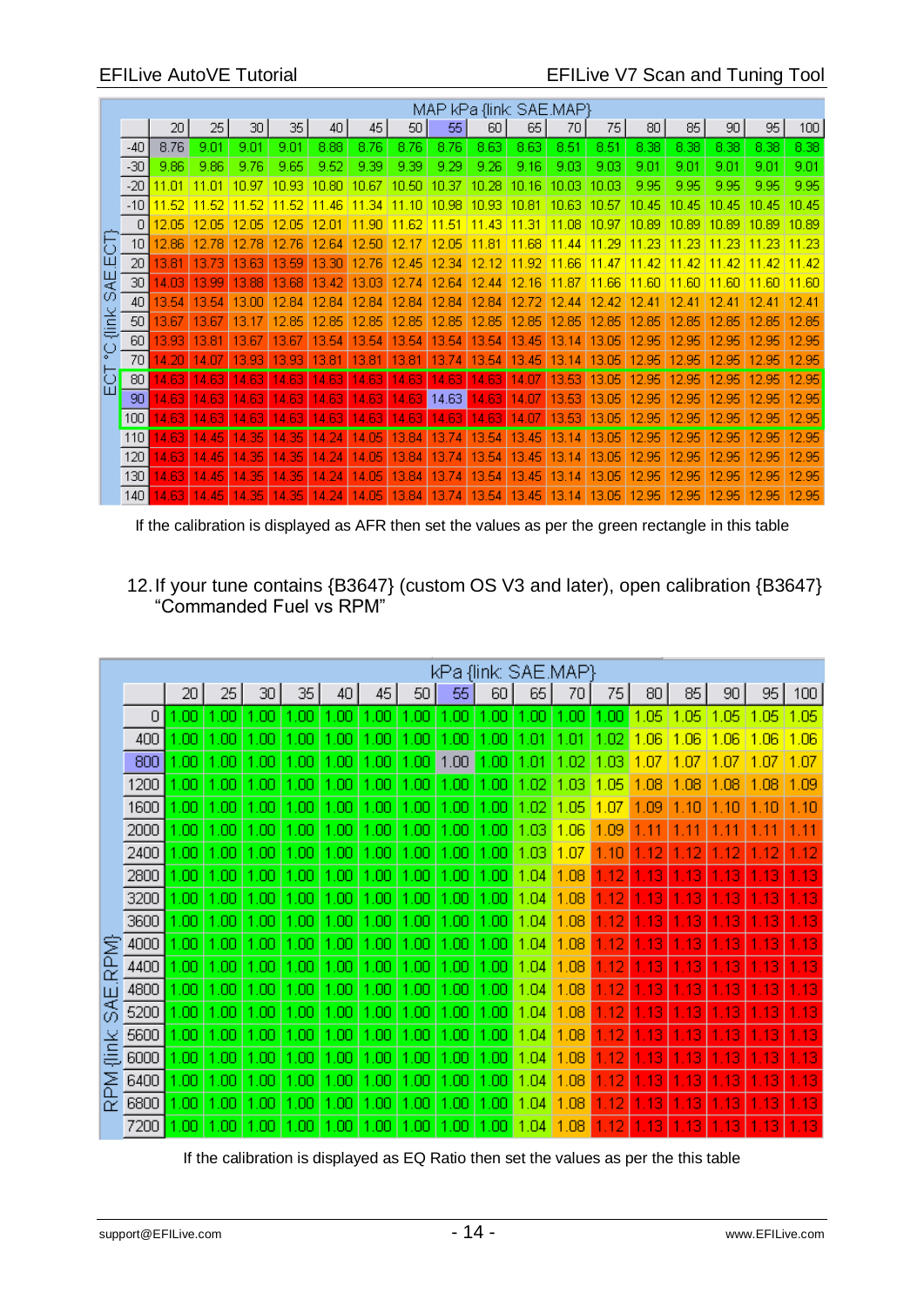| ECT °C {link SAE.ECT} \ MAP kPa {link SAE.MAP} | 20 | 25 | 30 | 35 | 40 | 45 | 50 | 55 | 60 | 65 | 70 | 75 | 80 | 85 | 90 | 95 | 100 |
|---|---|---|---|---|---|---|---|---|---|---|---|---|---|---|---|---|---|
| -40 | 8.76 | 9.01 | 9.01 | 9.01 | 8.88 | 8.76 | 8.76 | 8.76 | 8.63 | 8.63 | 8.51 | 8.51 | 8.38 | 8.38 | 8.38 | 8.38 | 8.38 |
| -30 | 9.86 | 9.86 | 9.76 | 9.65 | 9.52 | 9.39 | 9.39 | 9.29 | 9.26 | 9.16 | 9.03 | 9.03 | 9.01 | 9.01 | 9.01 | 9.01 | 9.01 |
| -20 | 11.01 | 11.01 | 10.97 | 10.93 | 10.80 | 10.67 | 10.50 | 10.37 | 10.28 | 10.16 | 10.03 | 10.03 | 9.95 | 9.95 | 9.95 | 9.95 | 9.95 |
| -10 | 11.52 | 11.52 | 11.52 | 11.52 | 11.46 | 11.34 | 11.10 | 10.98 | 10.93 | 10.81 | 10.63 | 10.57 | 10.45 | 10.45 | 10.45 | 10.45 | 10.45 |
| 0 | 12.05 | 12.05 | 12.05 | 12.05 | 12.01 | 11.90 | 11.62 | 11.51 | 11.43 | 11.31 | 11.08 | 10.97 | 10.89 | 10.89 | 10.89 | 10.89 | 10.89 |
| 10 | 12.86 | 12.78 | 12.78 | 12.76 | 12.64 | 12.50 | 12.17 | 12.05 | 11.81 | 11.68 | 11.44 | 11.29 | 11.23 | 11.23 | 11.23 | 11.23 | 11.23 |
| 20 | 13.81 | 13.73 | 13.63 | 13.59 | 13.30 | 12.76 | 12.45 | 12.34 | 12.12 | 11.92 | 11.66 | 11.47 | 11.42 | 11.42 | 11.42 | 11.42 | 11.42 |
| 30 | 14.03 | 13.99 | 13.68 | 13.68 | 13.42 | 13.03 | 12.74 | 12.64 | 12.44 | 12.16 | 11.87 | 11.66 | 11.60 | 11.60 | 11.60 | 11.60 | 11.60 |
| 40 | 13.54 | 13.54 | 13.00 | 12.84 | 12.84 | 12.84 | 12.84 | 12.84 | 12.84 | 12.72 | 12.44 | 12.42 | 12.41 | 12.41 | 12.41 | 12.41 | 12.41 |
| 50 | 13.67 | 13.67 | 13.17 | 12.85 | 12.85 | 12.85 | 12.85 | 12.85 | 12.85 | 12.85 | 12.85 | 12.85 | 12.85 | 12.85 | 12.85 | 12.85 | 12.85 |
| 60 | 13.93 | 13.81 | 13.67 | 13.67 | 13.54 | 13.54 | 13.54 | 13.54 | 13.54 | 13.45 | 13.14 | 13.05 | 12.95 | 12.95 | 12.95 | 12.95 | 12.95 |
| 70 | 14.20 | 14.07 | 13.93 | 13.93 | 13.81 | 13.81 | 13.81 | 13.74 | 13.54 | 13.45 | 13.14 | 13.05 | 12.95 | 12.95 | 12.95 | 12.95 | 12.95 |
| 80 | 14.63 | 14.63 | 14.63 | 14.63 | 14.63 | 14.63 | 14.63 | 14.63 | 14.63 | 14.07 | 13.53 | 13.05 | 12.95 | 12.95 | 12.95 | 12.95 | 12.95 |
| 90 | 14.63 | 14.63 | 14.63 | 14.63 | 14.63 | 14.63 | 14.63 | 14.63 | 14.63 | 14.07 | 13.53 | 13.05 | 12.95 | 12.95 | 12.95 | 12.95 | 12.95 |
| 100 | 14.63 | 14.63 | 14.63 | 14.63 | 14.63 | 14.63 | 14.63 | 14.63 | 14.63 | 14.07 | 13.53 | 13.05 | 12.95 | 12.95 | 12.95 | 12.95 | 12.95 |
| 110 | 14.63 | 14.45 | 14.35 | 14.35 | 14.24 | 14.05 | 13.84 | 13.74 | 13.54 | 13.45 | 13.14 | 13.05 | 12.95 | 12.95 | 12.95 | 12.95 | 12.95 |
| 120 | 14.63 | 14.45 | 14.35 | 14.35 | 14.24 | 14.05 | 13.84 | 13.74 | 13.54 | 13.45 | 13.14 | 13.05 | 12.95 | 12.95 | 12.95 | 12.95 | 12.95 |
| 130 | 14.63 | 14.45 | 14.35 | 14.35 | 14.24 | 14.05 | 13.84 | 13.74 | 13.54 | 13.45 | 13.14 | 13.05 | 12.95 | 12.95 | 12.95 | 12.95 | 12.95 |
| 140 | 14.63 | 14.45 | 14.35 | 14.35 | 14.24 | 14.05 | 13.84 | 13.74 | 13.54 | 13.45 | 13.14 | 13.05 | 12.95 | 12.95 | 12.95 | 12.95 | 12.95 |

If the calibration is displayed as AFR then set the values as per the green rectangle in this table

12. If your tune contains {B3647} (custom OS V3 and later), open calibration {B3647} "Commanded Fuel vs RPM"

| RPM {link SAE.RPM} \ kPa {link SAE.MAP} | 20 | 25 | 30 | 35 | 40 | 45 | 50 | 55 | 60 | 65 | 70 | 75 | 80 | 85 | 90 | 95 | 100 |
|---|---|---|---|---|---|---|---|---|---|---|---|---|---|---|---|---|---|
| 0 | 1.00 | 1.00 | 1.00 | 1.00 | 1.00 | 1.00 | 1.00 | 1.00 | 1.00 | 1.00 | 1.00 | 1.00 | 1.05 | 1.05 | 1.05 | 1.05 | 1.05 |
| 400 | 1.00 | 1.00 | 1.00 | 1.00 | 1.00 | 1.00 | 1.00 | 1.00 | 1.00 | 1.01 | 1.01 | 1.02 | 1.06 | 1.06 | 1.06 | 1.06 | 1.06 |
| 800 | 1.00 | 1.00 | 1.00 | 1.00 | 1.00 | 1.00 | 1.00 | 1.00 | 1.00 | 1.01 | 1.02 | 1.03 | 1.07 | 1.07 | 1.07 | 1.07 | 1.07 |
| 1200 | 1.00 | 1.00 | 1.00 | 1.00 | 1.00 | 1.00 | 1.00 | 1.00 | 1.00 | 1.02 | 1.03 | 1.05 | 1.08 | 1.08 | 1.08 | 1.08 | 1.09 |
| 1600 | 1.00 | 1.00 | 1.00 | 1.00 | 1.00 | 1.00 | 1.00 | 1.00 | 1.00 | 1.02 | 1.05 | 1.07 | 1.09 | 1.10 | 1.10 | 1.10 | 1.10 |
| 2000 | 1.00 | 1.00 | 1.00 | 1.00 | 1.00 | 1.00 | 1.00 | 1.00 | 1.00 | 1.03 | 1.06 | 1.09 | 1.11 | 1.11 | 1.11 | 1.11 | 1.11 |
| 2400 | 1.00 | 1.00 | 1.00 | 1.00 | 1.00 | 1.00 | 1.00 | 1.00 | 1.00 | 1.03 | 1.07 | 1.10 | 1.12 | 1.12 | 1.12 | 1.12 | 1.12 |
| 2800 | 1.00 | 1.00 | 1.00 | 1.00 | 1.00 | 1.00 | 1.00 | 1.00 | 1.00 | 1.04 | 1.08 | 1.12 | 1.13 | 1.13 | 1.13 | 1.13 | 1.13 |
| 3200 | 1.00 | 1.00 | 1.00 | 1.00 | 1.00 | 1.00 | 1.00 | 1.00 | 1.00 | 1.04 | 1.08 | 1.12 | 1.13 | 1.13 | 1.13 | 1.13 | 1.13 |
| 3600 | 1.00 | 1.00 | 1.00 | 1.00 | 1.00 | 1.00 | 1.00 | 1.00 | 1.00 | 1.04 | 1.08 | 1.12 | 1.13 | 1.13 | 1.13 | 1.13 | 1.13 |
| 4000 | 1.00 | 1.00 | 1.00 | 1.00 | 1.00 | 1.00 | 1.00 | 1.00 | 1.00 | 1.04 | 1.08 | 1.12 | 1.13 | 1.13 | 1.13 | 1.13 | 1.13 |
| 4400 | 1.00 | 1.00 | 1.00 | 1.00 | 1.00 | 1.00 | 1.00 | 1.00 | 1.00 | 1.04 | 1.08 | 1.12 | 1.13 | 1.13 | 1.13 | 1.13 | 1.13 |
| 4800 | 1.00 | 1.00 | 1.00 | 1.00 | 1.00 | 1.00 | 1.00 | 1.00 | 1.00 | 1.04 | 1.08 | 1.12 | 1.13 | 1.13 | 1.13 | 1.13 | 1.13 |
| 5200 | 1.00 | 1.00 | 1.00 | 1.00 | 1.00 | 1.00 | 1.00 | 1.00 | 1.00 | 1.04 | 1.08 | 1.12 | 1.13 | 1.13 | 1.13 | 1.13 | 1.13 |
| 5600 | 1.00 | 1.00 | 1.00 | 1.00 | 1.00 | 1.00 | 1.00 | 1.00 | 1.00 | 1.04 | 1.08 | 1.12 | 1.13 | 1.13 | 1.13 | 1.13 | 1.13 |
| 6000 | 1.00 | 1.00 | 1.00 | 1.00 | 1.00 | 1.00 | 1.00 | 1.00 | 1.00 | 1.04 | 1.08 | 1.12 | 1.13 | 1.13 | 1.13 | 1.13 | 1.13 |
| 6400 | 1.00 | 1.00 | 1.00 | 1.00 | 1.00 | 1.00 | 1.00 | 1.00 | 1.00 | 1.04 | 1.08 | 1.12 | 1.13 | 1.13 | 1.13 | 1.13 | 1.13 |
| 6800 | 1.00 | 1.00 | 1.00 | 1.00 | 1.00 | 1.00 | 1.00 | 1.00 | 1.00 | 1.04 | 1.08 | 1.12 | 1.13 | 1.13 | 1.13 | 1.13 | 1.13 |
| 7200 | 1.00 | 1.00 | 1.00 | 1.00 | 1.00 | 1.00 | 1.00 | 1.00 | 1.00 | 1.04 | 1.08 | 1.12 | 1.13 | 1.13 | 1.13 | 1.13 | 1.13 |

If the calibration is displayed as EQ Ratio then set the values as per the this table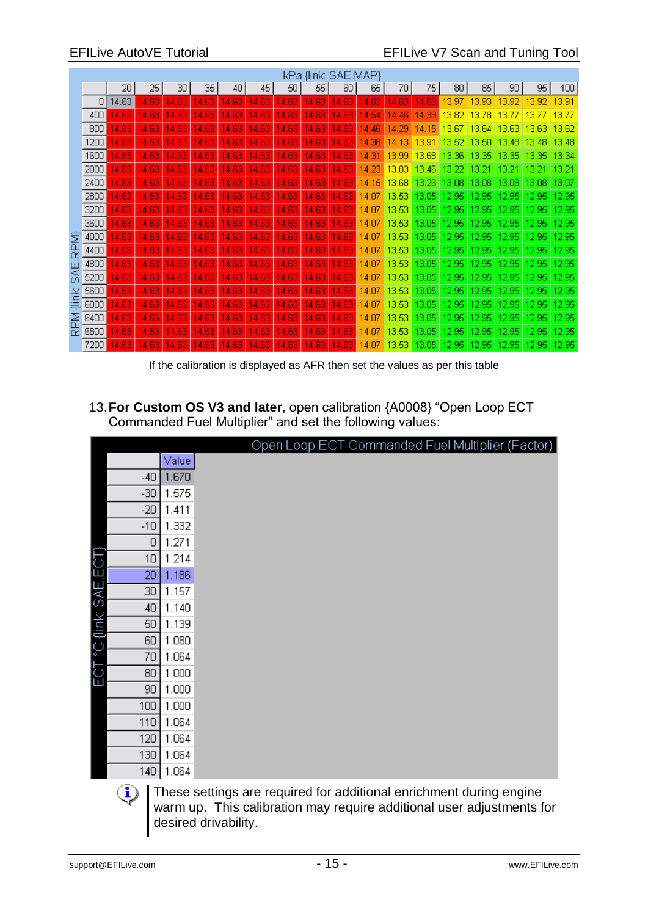| RPM {link: SAE.RPM} | kPa {link: SAE.MAP} | | | | | | | | | | | | | | | | |
|---|---|---|---|---|---|---|---|---|---|---|---|---|---|---|---|---|---|
| | 20 | 25 | 30 | 35 | 40 | 45 | 50 | 55 | 60 | 65 | 70 | 75 | 80 | 85 | 90 | 95 | 100 |
| 0 | 14.63 | 14.63 | 14.63 | 14.63 | 14.63 | 14.63 | 14.63 | 14.63 | 14.63 | 14.63 | 14.63 | 14.63 | 13.97 | 13.93 | 13.92 | 13.92 | 13.91 |
| 400 | 14.63 | 14.63 | 14.63 | 14.63 | 14.63 | 14.63 | 14.63 | 14.63 | 14.63 | 14.54 | 14.46 | 14.38 | 13.82 | 13.78 | 13.77 | 13.77 | 13.77 |
| 800 | 14.63 | 14.63 | 14.63 | 14.63 | 14.63 | 14.63 | 14.63 | 14.63 | 14.63 | 14.46 | 14.29 | 14.15 | 13.67 | 13.64 | 13.63 | 13.63 | 13.62 |
| 1200 | 14.63 | 14.63 | 14.63 | 14.63 | 14.63 | 14.63 | 14.63 | 14.63 | 14.63 | 14.38 | 14.13 | 13.91 | 13.52 | 13.50 | 13.48 | 13.48 | 13.48 |
| 1600 | 14.63 | 14.63 | 14.63 | 14.63 | 14.63 | 14.63 | 14.63 | 14.63 | 14.63 | 14.31 | 13.99 | 13.68 | 13.36 | 13.35 | 13.35 | 13.35 | 13.34 |
| 2000 | 14.63 | 14.63 | 14.63 | 14.63 | 14.63 | 14.63 | 14.63 | 14.63 | 14.63 | 14.23 | 13.83 | 13.46 | 13.22 | 13.21 | 13.21 | 13.21 | 13.21 |
| 2400 | 14.63 | 14.63 | 14.63 | 14.63 | 14.63 | 14.63 | 14.63 | 14.63 | 14.63 | 14.15 | 13.68 | 13.26 | 13.08 | 13.08 | 13.08 | 13.08 | 13.07 |
| 2800 | 14.63 | 14.63 | 14.63 | 14.63 | 14.63 | 14.63 | 14.63 | 14.63 | 14.63 | 14.07 | 13.53 | 13.05 | 12.95 | 12.95 | 12.95 | 12.95 | 12.95 |
| 3200 | 14.63 | 14.63 | 14.63 | 14.63 | 14.63 | 14.63 | 14.63 | 14.63 | 14.63 | 14.07 | 13.53 | 13.05 | 12.95 | 12.95 | 12.95 | 12.95 | 12.95 |
| 3600 | 14.63 | 14.63 | 14.63 | 14.63 | 14.63 | 14.63 | 14.63 | 14.63 | 14.63 | 14.07 | 13.53 | 13.05 | 12.95 | 12.95 | 12.95 | 12.95 | 12.95 |
| 4000 | 14.63 | 14.63 | 14.63 | 14.63 | 14.63 | 14.63 | 14.63 | 14.63 | 14.63 | 14.07 | 13.53 | 13.05 | 12.95 | 12.95 | 12.95 | 12.95 | 12.95 |
| 4400 | 14.63 | 14.63 | 14.63 | 14.63 | 14.63 | 14.63 | 14.63 | 14.63 | 14.63 | 14.07 | 13.53 | 13.05 | 12.95 | 12.95 | 12.95 | 12.95 | 12.95 |
| 4800 | 14.63 | 14.63 | 14.63 | 14.63 | 14.63 | 14.63 | 14.63 | 14.63 | 14.63 | 14.07 | 13.53 | 13.05 | 12.95 | 12.95 | 12.95 | 12.95 | 12.95 |
| 5200 | 14.63 | 14.63 | 14.63 | 14.63 | 14.63 | 14.63 | 14.63 | 14.63 | 14.63 | 14.07 | 13.53 | 13.05 | 12.95 | 12.95 | 12.95 | 12.95 | 12.95 |
| 5600 | 14.63 | 14.63 | 14.63 | 14.63 | 14.63 | 14.63 | 14.63 | 14.63 | 14.63 | 14.07 | 13.53 | 13.05 | 12.95 | 12.95 | 12.95 | 12.95 | 12.95 |
| 6000 | 14.63 | 14.63 | 14.63 | 14.63 | 14.63 | 14.63 | 14.63 | 14.63 | 14.63 | 14.07 | 13.53 | 13.05 | 12.95 | 12.95 | 12.95 | 12.95 | 12.95 |
| 6400 | 14.63 | 14.63 | 14.63 | 14.63 | 14.63 | 14.63 | 14.63 | 14.63 | 14.63 | 14.07 | 13.53 | 13.05 | 12.95 | 12.95 | 12.95 | 12.95 | 12.95 |
| 6800 | 14.63 | 14.63 | 14.63 | 14.63 | 14.63 | 14.63 | 14.63 | 14.63 | 14.63 | 14.07 | 13.53 | 13.05 | 12.95 | 12.95 | 12.95 | 12.95 | 12.95 |
| 7200 | 14.63 | 14.63 | 14.63 | 14.63 | 14.63 | 14.63 | 14.63 | 14.63 | 14.63 | 14.07 | 13.53 | 13.05 | 12.95 | 12.95 | 12.95 | 12.95 | 12.95 |

If the calibration is displayed as AFR then set the values as per this table

13. **For Custom OS V3 and later**, open calibration {A0008} "Open Loop ECT Commanded Fuel Multiplier" and set the following values:

Open Loop ECT Commanded Fuel Multiplier (Factor)

| ECT °C {link: SAE.ECT} | Value |
|---|---|
| -40 | 1.670 |
| -30 | 1.575 |
| -20 | 1.411 |
| -10 | 1.332 |
| 0 | 1.271 |
| 10 | 1.214 |
| 20 | 1.186 |
| 30 | 1.157 |
| 40 | 1.140 |
| 50 | 1.139 |
| 60 | 1.080 |
| 70 | 1.064 |
| 80 | 1.000 |
| 90 | 1.000 |
| 100 | 1.000 |
| 110 | 1.064 |
| 120 | 1.064 |
| 130 | 1.064 |
| 140 | 1.064 |

These settings are required for additional enrichment during engine warm up. This calibration may require additional user adjustments for desired drivability.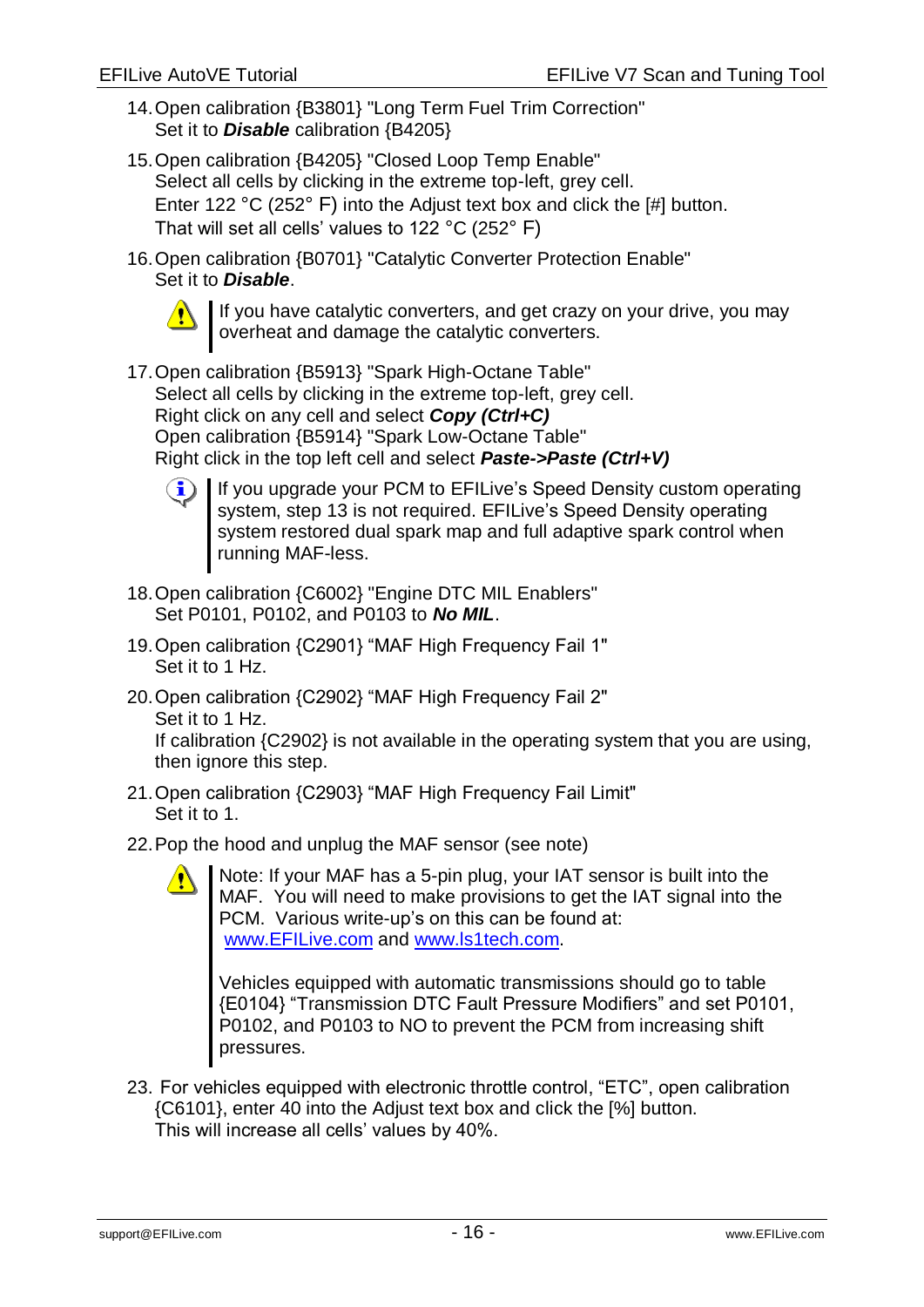14. Open calibration {B3801} "Long Term Fuel Trim Correction"
    Set it to ***Disable*** calibration {B4205}

15. Open calibration {B4205} "Closed Loop Temp Enable"
    Select all cells by clicking in the extreme top-left, grey cell.
    Enter 122 °C (252° F) into the Adjust text box and click the [#] button.
    That will set all cells' values to 122 °C (252° F)

16. Open calibration {B0701} "Catalytic Converter Protection Enable"
    Set it to ***Disable***.

    > ⚠ If you have catalytic converters, and get crazy on your drive, you may overheat and damage the catalytic converters.

17. Open calibration {B5913} "Spark High-Octane Table"
    Select all cells by clicking in the extreme top-left, grey cell.
    Right click on any cell and select ***Copy (Ctrl+C)***
    Open calibration {B5914} "Spark Low-Octane Table"
    Right click in the top left cell and select ***Paste->Paste (Ctrl+V)***

    > ℹ If you upgrade your PCM to EFILive's Speed Density custom operating system, step 13 is not required. EFILive's Speed Density operating system restored dual spark map and full adaptive spark control when running MAF-less.

18. Open calibration {C6002} "Engine DTC MIL Enablers"
    Set P0101, P0102, and P0103 to ***No MIL***.

19. Open calibration {C2901} "MAF High Frequency Fail 1"
    Set it to 1 Hz.

20. Open calibration {C2902} "MAF High Frequency Fail 2"
    Set it to 1 Hz.
    If calibration {C2902} is not available in the operating system that you are using, then ignore this step.

21. Open calibration {C2903} "MAF High Frequency Fail Limit"
    Set it to 1.

22. Pop the hood and unplug the MAF sensor (see note)

    > ⚠ Note: If your MAF has a 5-pin plug, your IAT sensor is built into the MAF. You will need to make provisions to get the IAT signal into the PCM. Various write-up's on this can be found at: www.EFILive.com and www.ls1tech.com.
    >
    > Vehicles equipped with automatic transmissions should go to table {E0104} "Transmission DTC Fault Pressure Modifiers" and set P0101, P0102, and P0103 to NO to prevent the PCM from increasing shift pressures.

23. For vehicles equipped with electronic throttle control, "ETC", open calibration {C6101}, enter 40 into the Adjust text box and click the [%] button.
    This will increase all cells' values by 40%.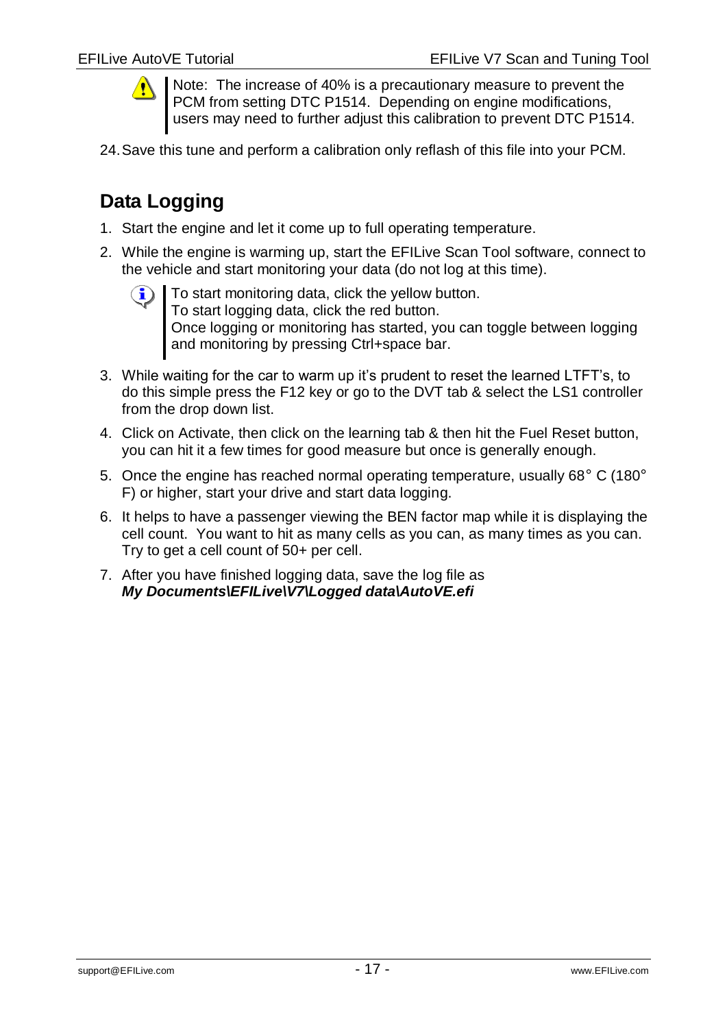> Note: The increase of 40% is a precautionary measure to prevent the PCM from setting DTC P1514. Depending on engine modifications, users may need to further adjust this calibration to prevent DTC P1514.

24. Save this tune and perform a calibration only reflash of this file into your PCM.

## Data Logging

1. Start the engine and let it come up to full operating temperature.
2. While the engine is warming up, start the EFILive Scan Tool software, connect to the vehicle and start monitoring your data (do not log at this time).

   > To start monitoring data, click the yellow button.
   > To start logging data, click the red button.
   > Once logging or monitoring has started, you can toggle between logging and monitoring by pressing Ctrl+space bar.

3. While waiting for the car to warm up it's prudent to reset the learned LTFT's, to do this simple press the F12 key or go to the DVT tab & select the LS1 controller from the drop down list.
4. Click on Activate, then click on the learning tab & then hit the Fuel Reset button, you can hit it a few times for good measure but once is generally enough.
5. Once the engine has reached normal operating temperature, usually 68° C (180° F) or higher, start your drive and start data logging.
6. It helps to have a passenger viewing the BEN factor map while it is displaying the cell count. You want to hit as many cells as you can, as many times as you can. Try to get a cell count of 50+ per cell.
7. After you have finished logging data, save the log file as ***My Documents\EFILive\V7\Logged data\AutoVE.efi***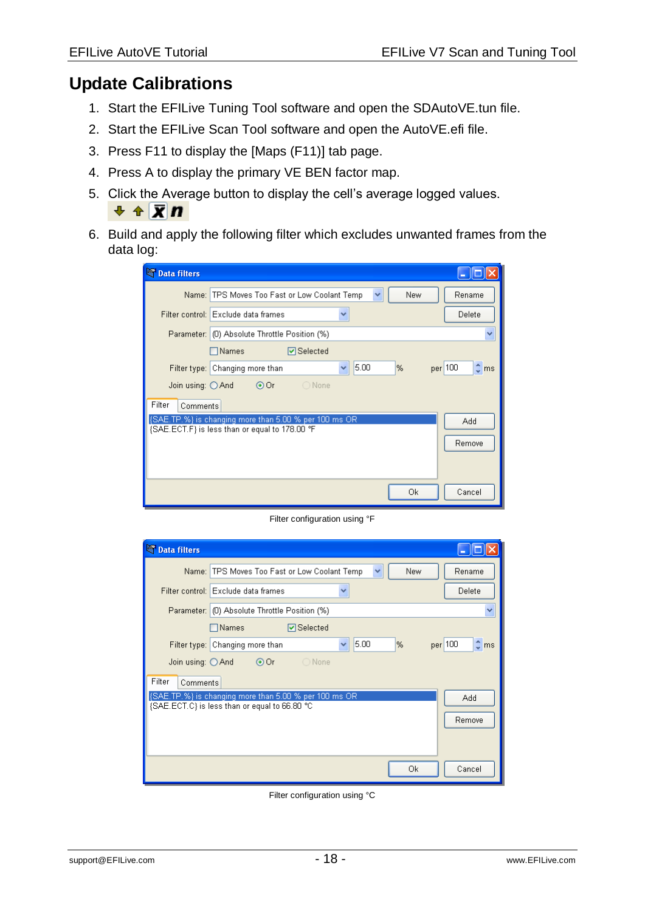## Update Calibrations

1. Start the EFILive Tuning Tool software and open the SDAutoVE.tun file.
2. Start the EFILive Scan Tool software and open the AutoVE.efi file.
3. Press F11 to display the [Maps (F11)] tab page.
4. Press A to display the primary VE BEN factor map.
5. Click the Average button to display the cell's average logged values.
6. Build and apply the following filter which excludes unwanted frames from the data log:

Filter configuration using °F

Filter configuration using °C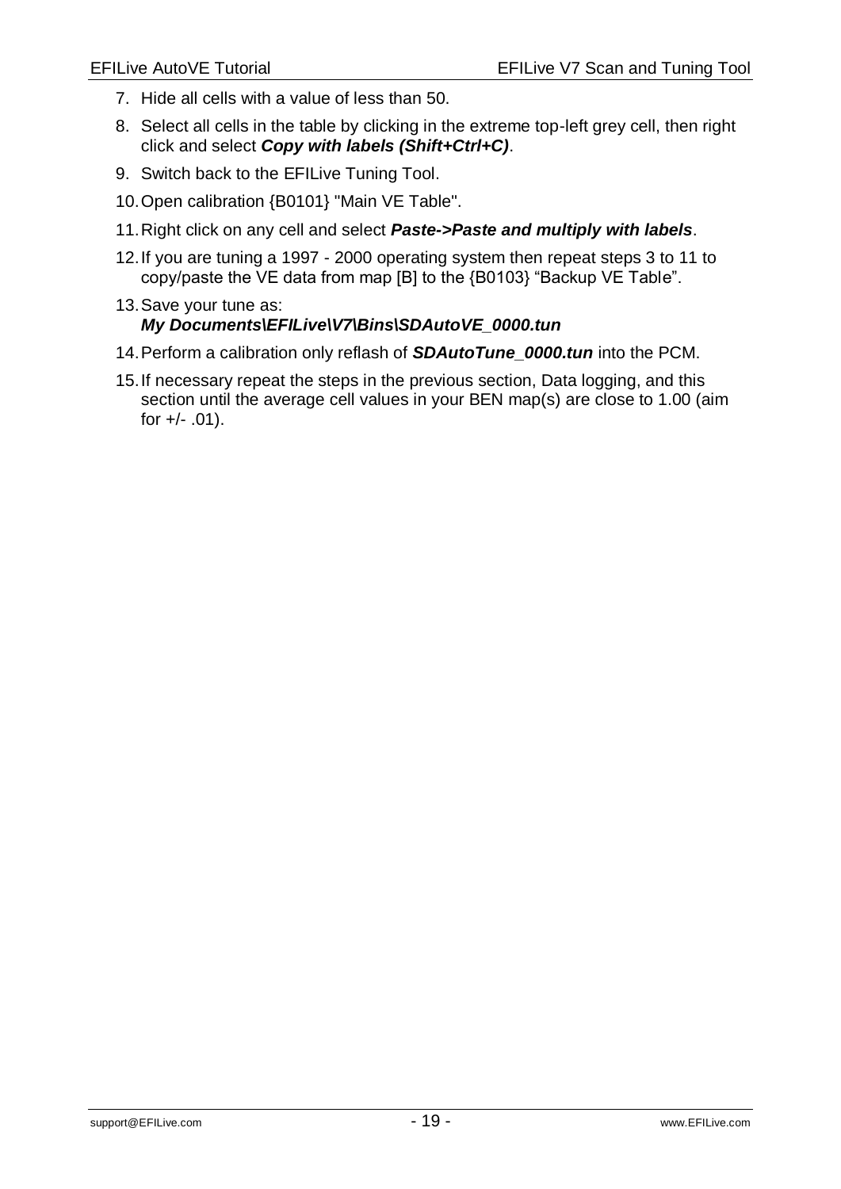7. Hide all cells with a value of less than 50.
8. Select all cells in the table by clicking in the extreme top-left grey cell, then right click and select ***Copy with labels (Shift+Ctrl+C)***.
9. Switch back to the EFILive Tuning Tool.
10. Open calibration {B0101} "Main VE Table".
11. Right click on any cell and select ***Paste->Paste and multiply with labels***.
12. If you are tuning a 1997 - 2000 operating system then repeat steps 3 to 11 to copy/paste the VE data from map [B] to the {B0103} “Backup VE Table”.
13. Save your tune as:
    ***My Documents\EFILive\V7\Bins\SDAutoVE_0000.tun***
14. Perform a calibration only reflash of ***SDAutoTune_0000.tun*** into the PCM.
15. If necessary repeat the steps in the previous section, Data logging, and this section until the average cell values in your BEN map(s) are close to 1.00 (aim for +/- .01).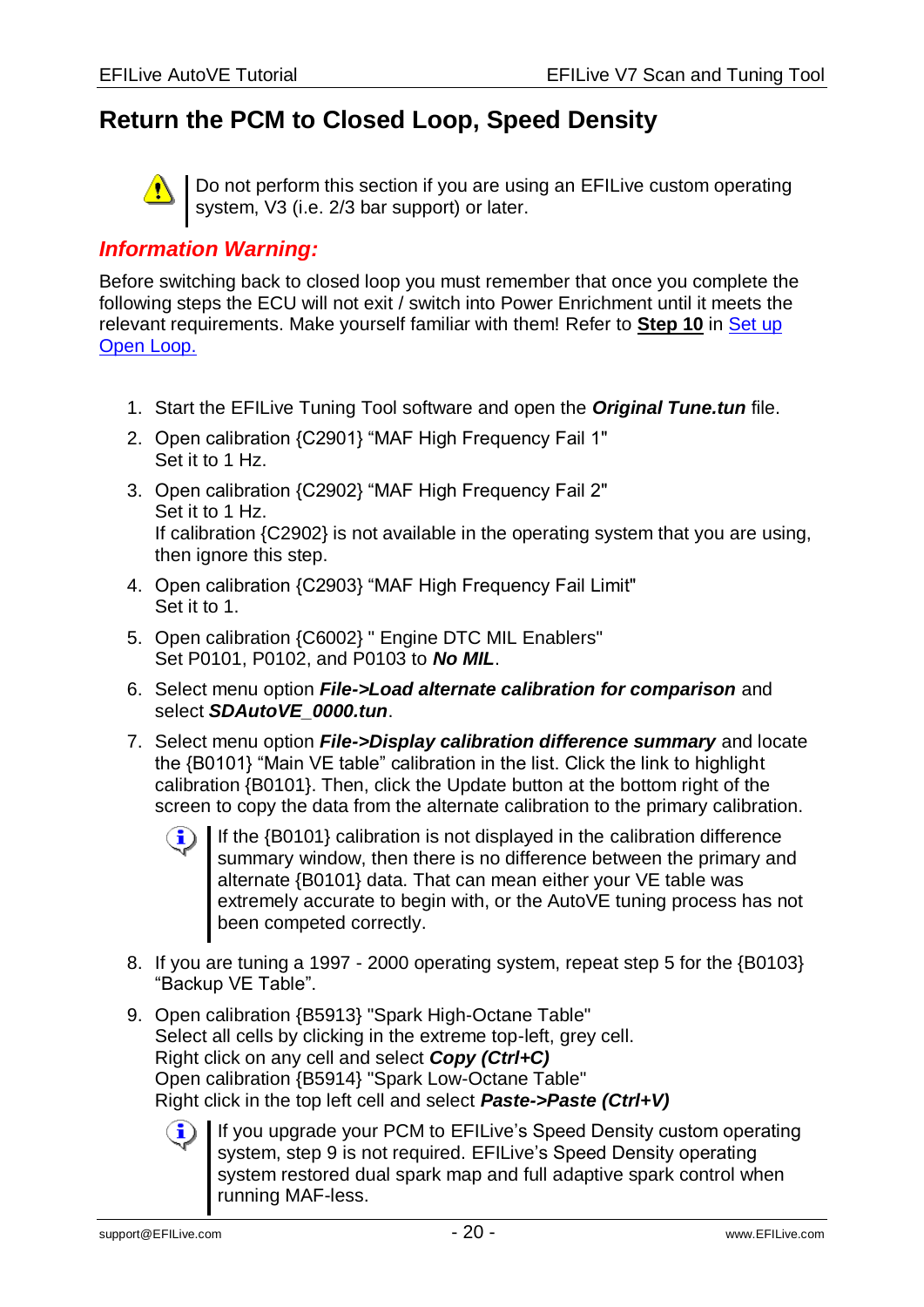## Return the PCM to Closed Loop, Speed Density

> Do not perform this section if you are using an EFILive custom operating system, V3 (i.e. 2/3 bar support) or later.

### *Information Warning:*

Before switching back to closed loop you must remember that once you complete the following steps the ECU will not exit / switch into Power Enrichment until it meets the relevant requirements. Make yourself familiar with them! Refer to **Step 10** in Set up Open Loop.

1. Start the EFILive Tuning Tool software and open the ***Original Tune.tun*** file.
2. Open calibration {C2901} "MAF High Frequency Fail 1"
   Set it to 1 Hz.
3. Open calibration {C2902} "MAF High Frequency Fail 2"
   Set it to 1 Hz.
   If calibration {C2902} is not available in the operating system that you are using, then ignore this step.
4. Open calibration {C2903} "MAF High Frequency Fail Limit"
   Set it to 1.
5. Open calibration {C6002} " Engine DTC MIL Enablers"
   Set P0101, P0102, and P0103 to ***No MIL***.
6. Select menu option ***File->Load alternate calibration for comparison*** and select ***SDAutoVE_0000.tun***.
7. Select menu option ***File->Display calibration difference summary*** and locate the {B0101} "Main VE table" calibration in the list. Click the link to highlight calibration {B0101}. Then, click the Update button at the bottom right of the screen to copy the data from the alternate calibration to the primary calibration.

   > If the {B0101} calibration is not displayed in the calibration difference summary window, then there is no difference between the primary and alternate {B0101} data. That can mean either your VE table was extremely accurate to begin with, or the AutoVE tuning process has not been competed correctly.

8. If you are tuning a 1997 - 2000 operating system, repeat step 5 for the {B0103} "Backup VE Table".
9. Open calibration {B5913} "Spark High-Octane Table"
   Select all cells by clicking in the extreme top-left, grey cell.
   Right click on any cell and select ***Copy (Ctrl+C)***
   Open calibration {B5914} "Spark Low-Octane Table"
   Right click in the top left cell and select ***Paste->Paste (Ctrl+V)***

   > If you upgrade your PCM to EFILive's Speed Density custom operating system, step 9 is not required. EFILive's Speed Density operating system restored dual spark map and full adaptive spark control when running MAF-less.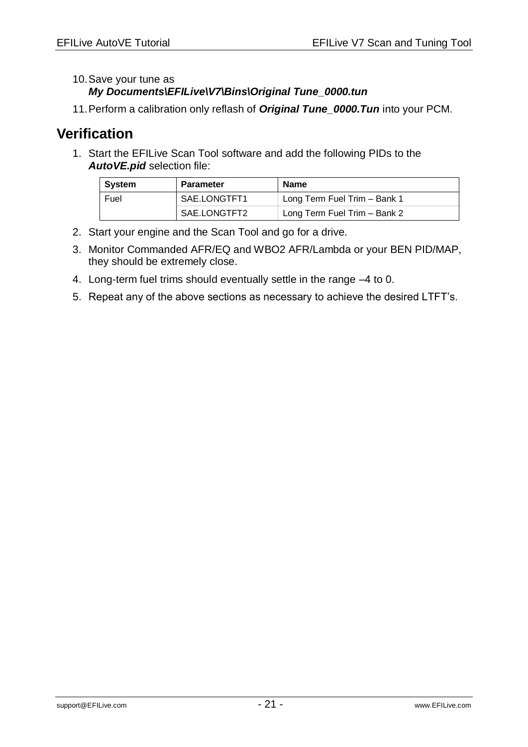10. Save your tune as
    ***My Documents\EFILive\V7\Bins\Original Tune_0000.tun***

11. Perform a calibration only reflash of ***Original Tune_0000.Tun*** into your PCM.

## Verification

1. Start the EFILive Scan Tool software and add the following PIDs to the ***AutoVE.pid*** selection file:

| System | Parameter | Name |
|---|---|---|
| Fuel | SAE.LONGTFT1 | Long Term Fuel Trim – Bank 1 |
| | SAE.LONGTFT2 | Long Term Fuel Trim – Bank 2 |

2. Start your engine and the Scan Tool and go for a drive.
3. Monitor Commanded AFR/EQ and WBO2 AFR/Lambda or your BEN PID/MAP, they should be extremely close.
4. Long-term fuel trims should eventually settle in the range –4 to 0.
5. Repeat any of the above sections as necessary to achieve the desired LTFT's.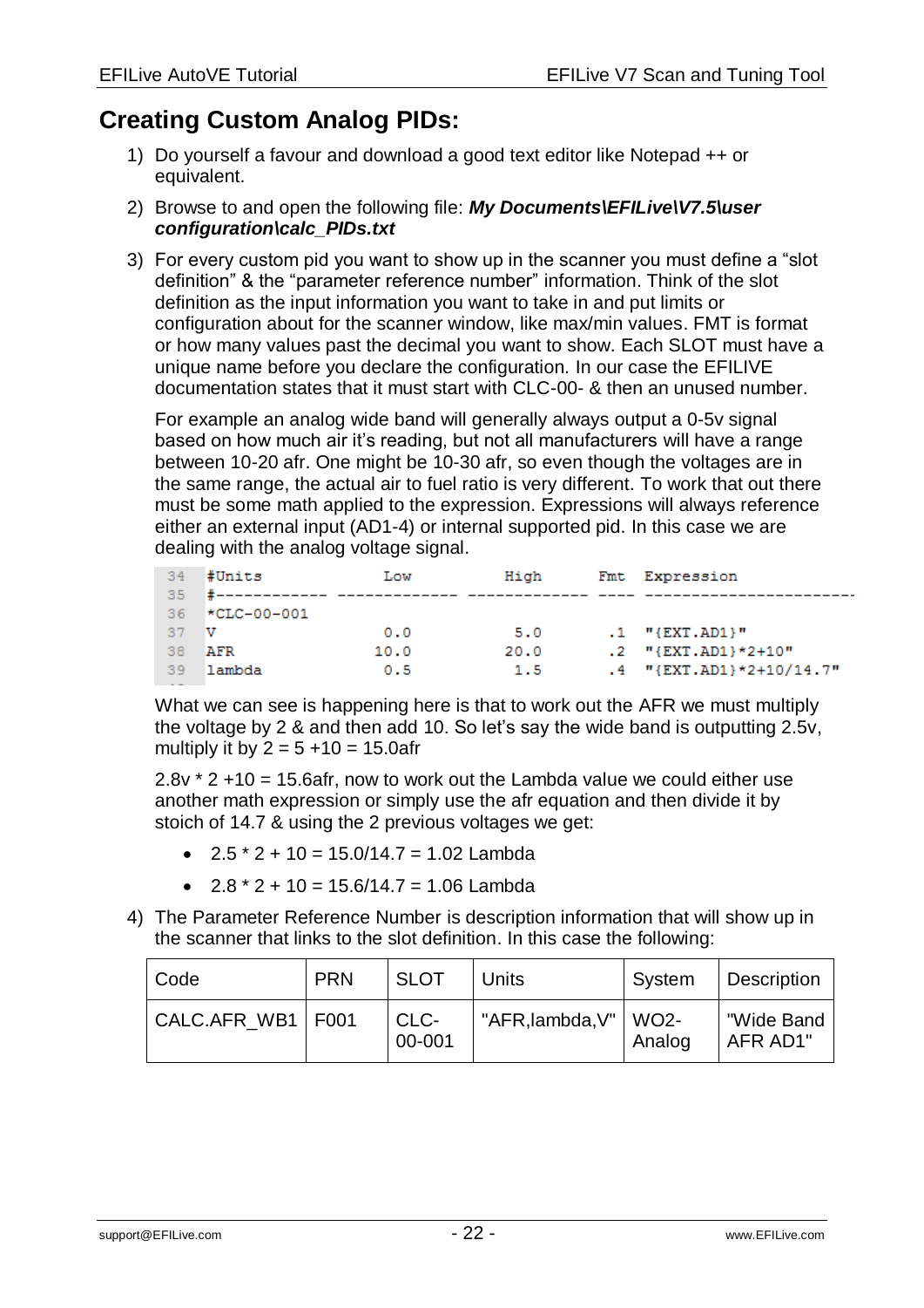## Creating Custom Analog PIDs:

1) Do yourself a favour and download a good text editor like Notepad ++ or equivalent.
2) Browse to and open the following file: ***My Documents\EFILive\V7.5\user configuration\calc_PIDs.txt***
3) For every custom pid you want to show up in the scanner you must define a "slot definition" & the "parameter reference number" information. Think of the slot definition as the input information you want to take in and put limits or configuration about for the scanner window, like max/min values. FMT is format or how many values past the decimal you want to show. Each SLOT must have a unique name before you declare the configuration. In our case the EFILIVE documentation states that it must start with CLC-00- & then an unused number.

   For example an analog wide band will generally always output a 0-5v signal based on how much air it's reading, but not all manufacturers will have a range between 10-20 afr. One might be 10-30 afr, so even though the voltages are in the same range, the actual air to fuel ratio is very different. To work that out there must be some math applied to the expression. Expressions will always reference either an external input (AD1-4) or internal supported pid. In this case we are dealing with the analog voltage signal.

```
34  #Units            Low          High      Fmt  Expression
35  #------------ ------------- ------------- ---- -----------------------
36  *CLC-00-001
37  V                 0.0           5.0       .1   "{EXT.AD1}"
38  AFR              10.0          20.0       .2   "{EXT.AD1}*2+10"
39  lambda            0.5           1.5       .4   "{EXT.AD1}*2+10/14.7"
```

   What we can see is happening here is that to work out the AFR we must multiply the voltage by 2 & and then add 10. So let's say the wide band is outputting 2.5v, multiply it by 2 = 5 +10 = 15.0afr

   2.8v * 2 +10 = 15.6afr, now to work out the Lambda value we could either use another math expression or simply use the afr equation and then divide it by stoich of 14.7 & using the 2 previous voltages we get:

   - 2.5 * 2 + 10 = 15.0/14.7 = 1.02 Lambda
   - 2.8 * 2 + 10 = 15.6/14.7 = 1.06 Lambda

4) The Parameter Reference Number is description information that will show up in the scanner that links to the slot definition. In this case the following:

| Code | PRN | SLOT | Units | System | Description |
|---|---|---|---|---|---|
| CALC.AFR_WB1 | F001 | CLC-00-001 | "AFR,lambda,V" | WO2-Analog | "Wide Band AFR AD1" |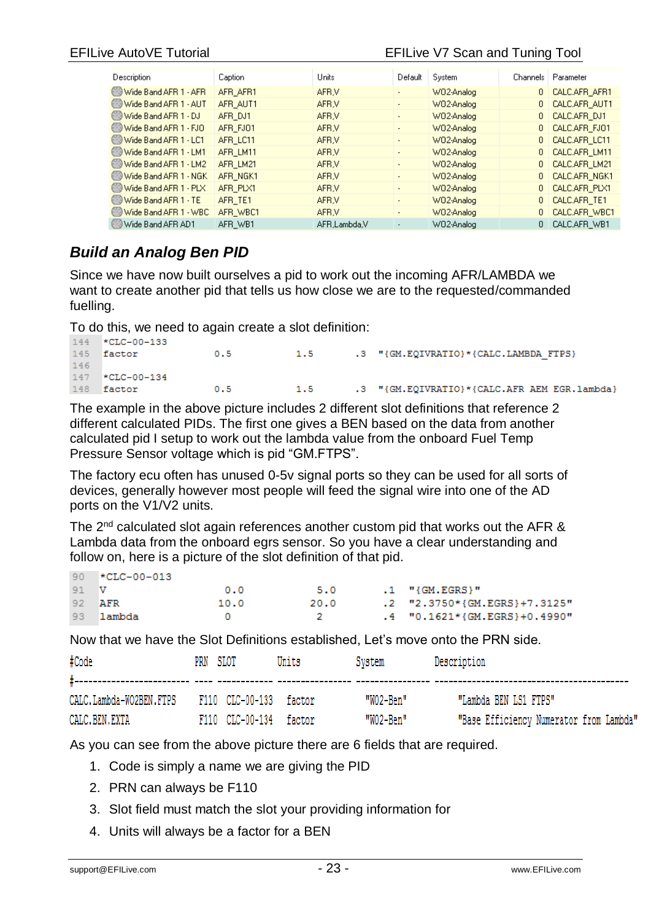| Description | Caption | Units | Default | System | Channels | Parameter |
|---|---|---|---|---|---|---|
| Wide Band AFR 1 - AFR | AFR_AFR1 | AFR,V | - | WO2-Analog | 0 | CALC.AFR_AFR1 |
| Wide Band AFR 1 - AUT | AFR_AUT1 | AFR,V | - | WO2-Analog | 0 | CALC.AFR_AUT1 |
| Wide Band AFR 1 - DJ | AFR_DJ1 | AFR,V | - | WO2-Analog | 0 | CALC.AFR_DJ1 |
| Wide Band AFR 1 - FJO | AFR_FJO1 | AFR,V | - | WO2-Analog | 0 | CALC.AFR_FJO1 |
| Wide Band AFR 1 - LC1 | AFR_LC11 | AFR,V | - | WO2-Analog | 0 | CALC.AFR_LC11 |
| Wide Band AFR 1 - LM1 | AFR_LM11 | AFR,V | - | WO2-Analog | 0 | CALC.AFR_LM11 |
| Wide Band AFR 1 - LM2 | AFR_LM21 | AFR,V | - | WO2-Analog | 0 | CALC.AFR_LM21 |
| Wide Band AFR 1 - NGK | AFR_NGK1 | AFR,V | - | WO2-Analog | 0 | CALC.AFR_NGK1 |
| Wide Band AFR 1 - PLX | AFR_PLX1 | AFR,V | - | WO2-Analog | 0 | CALC.AFR_PLX1 |
| Wide Band AFR 1 - TE | AFR_TE1 | AFR,V | - | WO2-Analog | 0 | CALC.AFR_TE1 |
| Wide Band AFR 1 - WBC | AFR_WBC1 | AFR,V | - | WO2-Analog | 0 | CALC.AFR_WBC1 |
| Wide Band AFR AD1 | AFR_WB1 | AFR,Lambda,V | - | WO2-Analog | 0 | CALC.AFR_WB1 |

## Build an Analog Ben PID

Since we have now built ourselves a pid to work out the incoming AFR/LAMBDA we want to create another pid that tells us how close we are to the requested/commanded fuelling.

To do this, we need to again create a slot definition:

```
144  *CLC-00-133
145  factor          0.5          1.5        .3   "{GM.EQIVRATIO}*{CALC.LAMBDA_FTPS}
146
147  *CLC-00-134
148  factor          0.5          1.5        .3   "{GM.EQIVRATIO}*{CALC.AFR AEM EGR.lambda}
```

The example in the above picture includes 2 different slot definitions that reference 2 different calculated PIDs. The first one gives a BEN based on the data from another calculated pid I setup to work out the lambda value from the onboard Fuel Temp Pressure Sensor voltage which is pid "GM.FTPS".

The factory ecu often has unused 0-5v signal ports so they can be used for all sorts of devices, generally however most people will feed the signal wire into one of the AD ports on the V1/V2 units.

The 2nd calculated slot again references another custom pid that works out the AFR & Lambda data from the onboard egrs sensor. So you have a clear understanding and follow on, here is a picture of the slot definition of that pid.

```
90  *CLC-00-013
91  V              0.0         5.0        .1   "{GM.EGRS}"
92  AFR           10.0        20.0        .2   "2.3750*{GM.EGRS}+7.3125"
93  lambda          0           2         .4   "0.1621*{GM.EGRS}+0.4990"
```

Now that we have the Slot Definitions established, Let's move onto the PRN side.

```
#Code                      PRN  SLOT        Units           System          Description
#------------------------- ---- ----------- --------------- --------------- ------------------------------------------
CALC.Lambda-WO2BEN.FTPS    F110 CLC-00-133  factor          "WO2-Ben"       "Lambda BEN LS1 FTPS"
CALC.BEN.EXTA              F110 CLC-00-134  factor          "WO2-Ben"       "Base Efficiency Numerator from Lambda"
```

As you can see from the above picture there are 6 fields that are required.

1. Code is simply a name we are giving the PID
2. PRN can always be F110
3. Slot field must match the slot your providing information for
4. Units will always be a factor for a BEN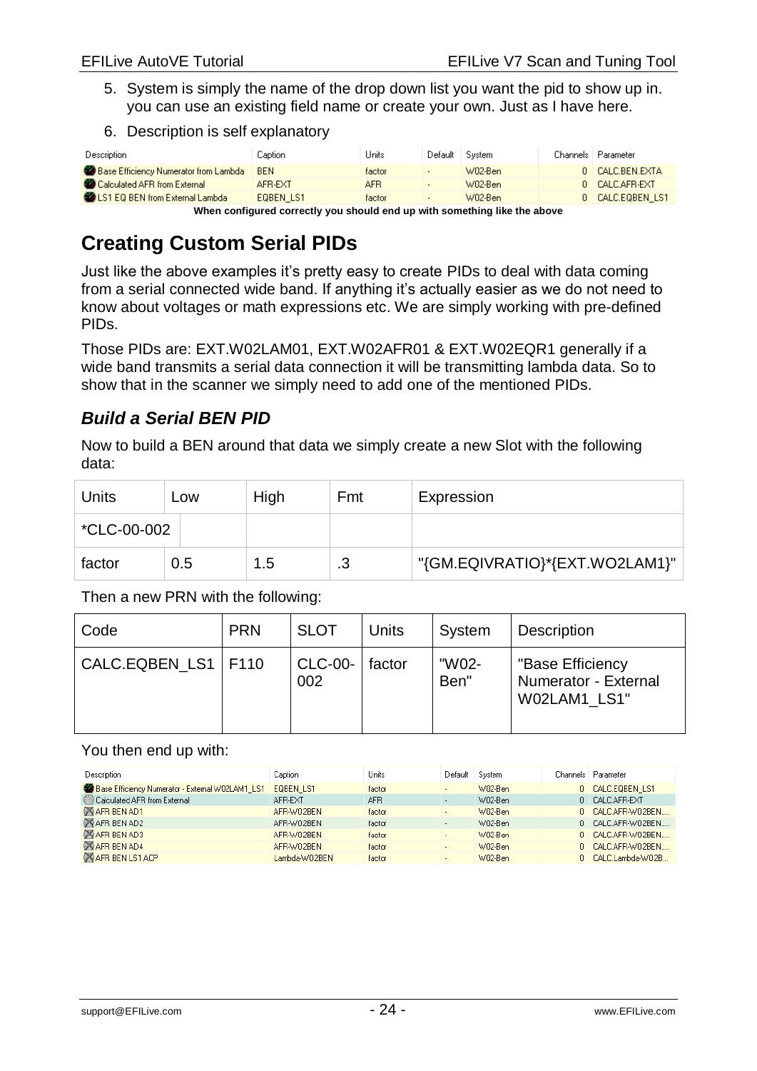5. System is simply the name of the drop down list you want the pid to show up in. you can use an existing field name or create your own. Just as I have here.
6. Description is self explanatory

| Description | Caption | Units | Default | System | Channels | Parameter |
|---|---|---|---|---|---|---|
| Base Efficiency Numerator from Lambda | BEN | factor | - | W02-Ben | 0 | CALC.BEN.EXTA |
| Calculated AFR from External | AFR-EXT | AFR | - | W02-Ben | 0 | CALC.AFR-EXT |
| LS1 EQ BEN from External Lambda | EQBEN_LS1 | factor | - | W02-Ben | 0 | CALC.EQBEN_LS1 |

**When configured correctly you should end up with something like the above**

## Creating Custom Serial PIDs

Just like the above examples it's pretty easy to create PIDs to deal with data coming from a serial connected wide band. If anything it's actually easier as we do not need to know about voltages or math expressions etc. We are simply working with pre-defined PIDs.

Those PIDs are: EXT.W02LAM01, EXT.W02AFR01 & EXT.W02EQR1 generally if a wide band transmits a serial data connection it will be transmitting lambda data. So to show that in the scanner we simply need to add one of the mentioned PIDs.

### *Build a Serial BEN PID*

Now to build a BEN around that data we simply create a new Slot with the following data:

| Units | Low | High | Fmt | Expression |
|---|---|---|---|---|
| *CLC-00-002 | | | | |
| factor | 0.5 | 1.5 | .3 | "{GM.EQIVRATIO}*{EXT.WO2LAM1}" |

Then a new PRN with the following:

| Code | PRN | SLOT | Units | System | Description |
|---|---|---|---|---|---|
| CALC.EQBEN_LS1 | F110 | CLC-00-002 | factor | "W02-Ben" | "Base Efficiency Numerator - External W02LAM1_LS1" |

You then end up with:

| Description | Caption | Units | Default | System | Channels | Parameter |
|---|---|---|---|---|---|---|
| Base Efficiency Numerator - External W02LAM1_LS1 | EQBEN_LS1 | factor | - | W02-Ben | 0 | CALC.EQBEN_LS1 |
| Calculated AFR from External | AFR-EXT | AFR | - | W02-Ben | 0 | CALC.AFR-EXT |
| AFR BEN AD1 | AFR-W02BEN | factor | - | W02-Ben | 0 | CALC.AFR-W02BEN.... |
| AFR BEN AD2 | AFR-W02BEN | factor | - | W02-Ben | 0 | CALC.AFR-W02BEN.... |
| AFR BEN AD3 | AFR-W02BEN | factor | - | W02-Ben | 0 | CALC.AFR-W02BEN.... |
| AFR BEN AD4 | AFR-W02BEN | factor | - | W02-Ben | 0 | CALC.AFR-W02BEN.... |
| AFR BEN LS1 ACP | Lambda-W02BEN | factor | - | W02-Ben | 0 | CALC.Lambda-W02B... |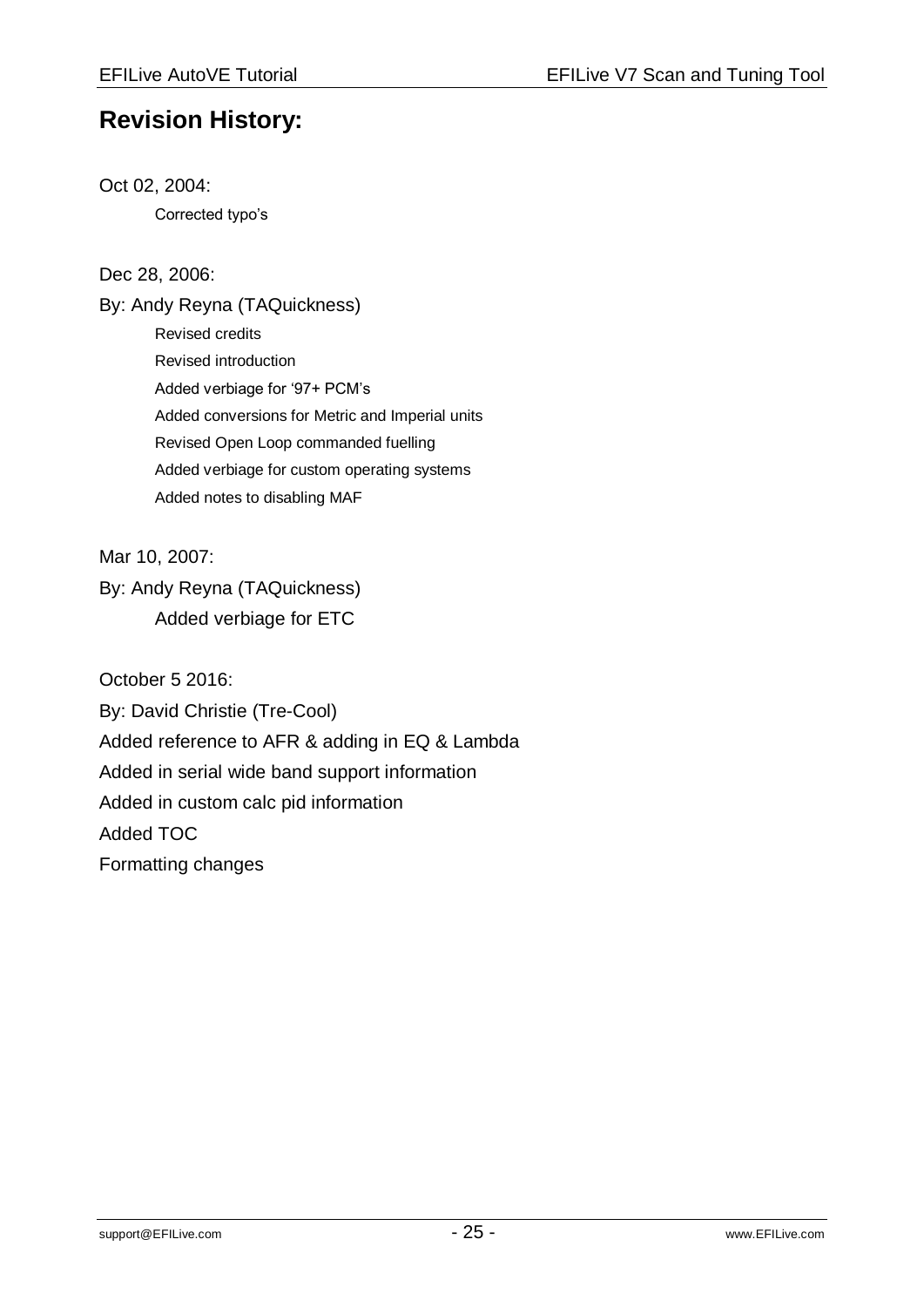## Revision History:

Oct 02, 2004:

- Corrected typo's

Dec 28, 2006:

By: Andy Reyna (TAQuickness)

- Revised credits
- Revised introduction
- Added verbiage for '97+ PCM's
- Added conversions for Metric and Imperial units
- Revised Open Loop commanded fuelling
- Added verbiage for custom operating systems
- Added notes to disabling MAF

Mar 10, 2007:

By: Andy Reyna (TAQuickness)

- Added verbiage for ETC

October 5 2016:

By: David Christie (Tre-Cool)

Added reference to AFR & adding in EQ & Lambda

Added in serial wide band support information

Added in custom calc pid information

Added TOC

Formatting changes